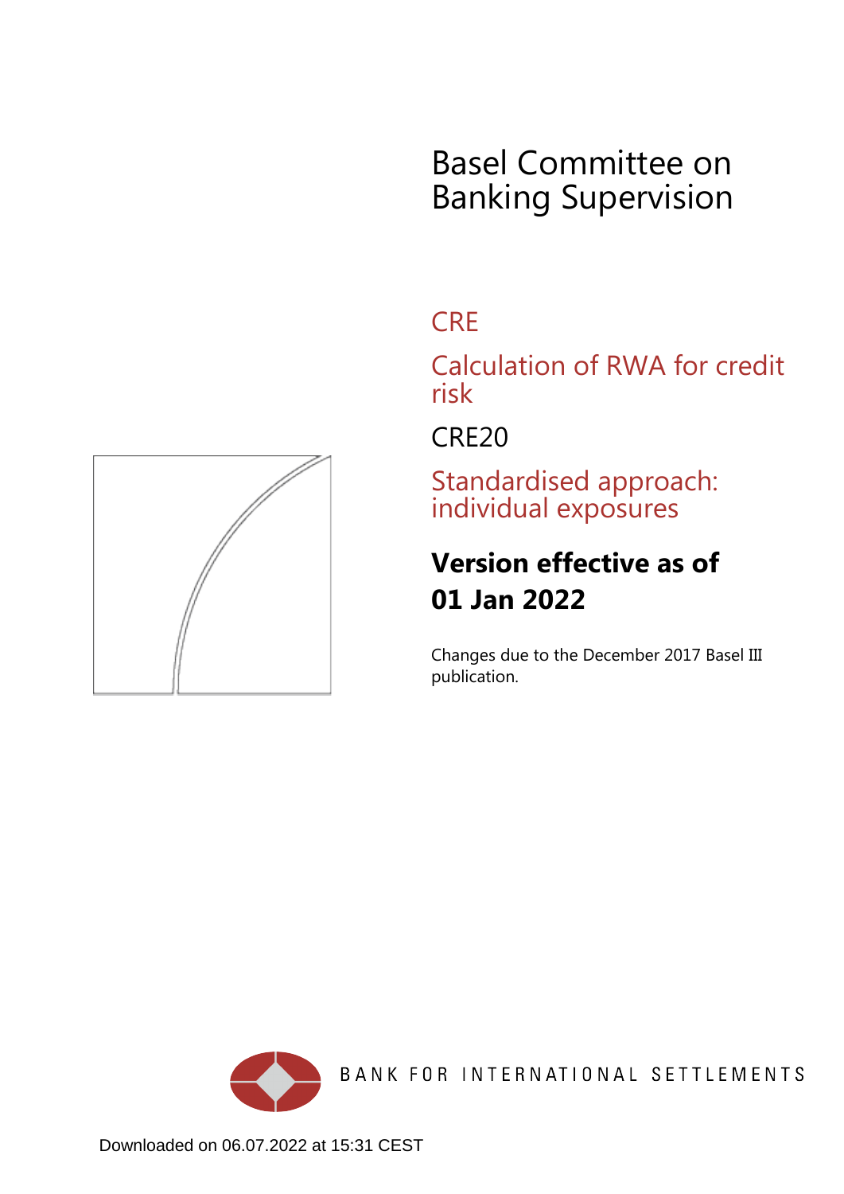# Basel Committee on Banking Supervision

## CRE

## Calculation of RWA for credit risk

## CRE20

## Standardised approach: individual exposures

**Version effective as of 01 Jan 2022**

Changes due to the December 2017 Basel III publication.

BANK FOR INTERNATIONAL SETTLEMENTS

Downloaded on 06.07.2022 at 15:31 CEST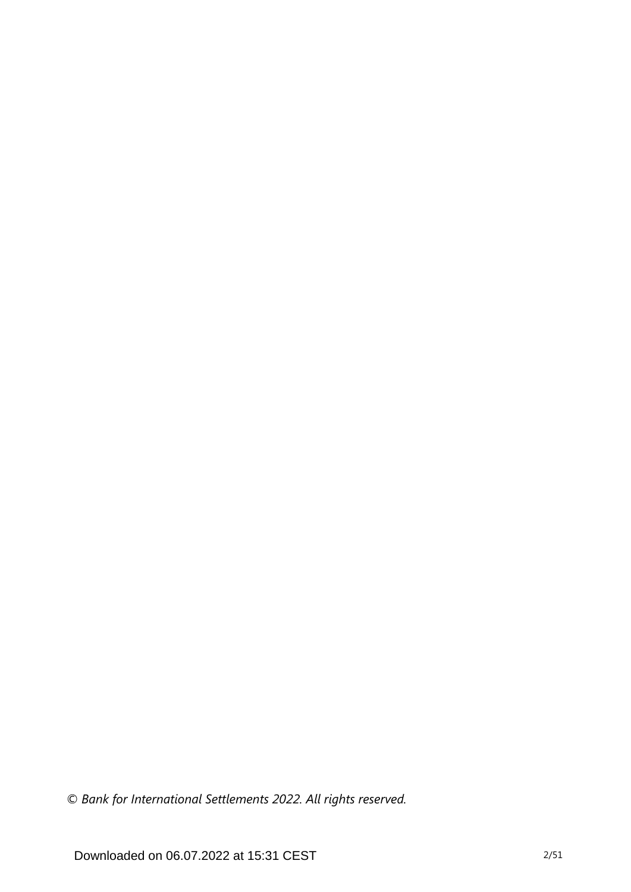*© Bank for International Settlements 2022. All rights reserved.*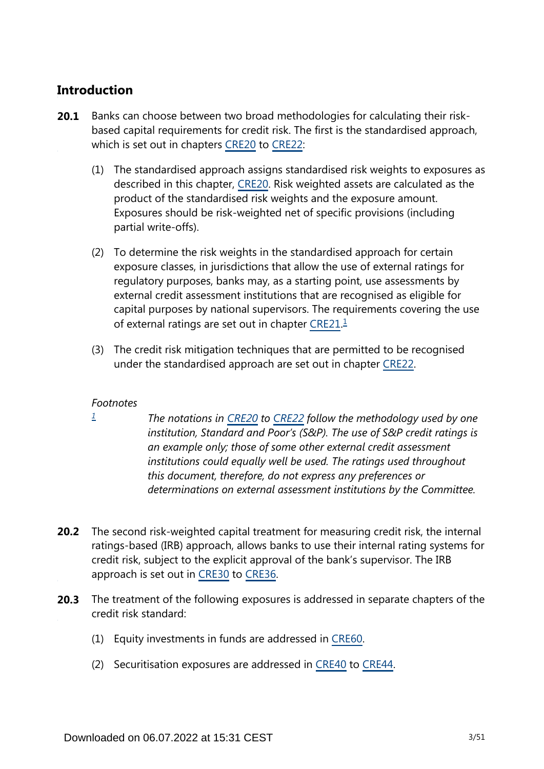## Introduction

**20.1** Banks can choose between two broad methodologies for calculating their risk-based capital requirements for credit risk. The first is the standardised approach, which is set out in chapters CRE20 to CRE22:

(1) The standardised approach assigns standardised risk weights to exposures as described in this chapter, CRE20. Risk weighted assets are calculated as the product of the standardised risk weights and the exposure amount. Exposures should be risk-weighted net of specific provisions (including partial write-offs).

(2) To determine the risk weights in the standardised approach for certain exposure classes, in jurisdictions that allow the use of external ratings for regulatory purposes, banks may, as a starting point, use assessments by external credit assessment institutions that are recognised as eligible for capital purposes by national supervisors. The requirements covering the use of external ratings are set out in chapter CRE21.[1]

(3) The credit risk mitigation techniques that are permitted to be recognised under the standardised approach are set out in chapter CRE22.

*Footnotes*

[1] *The notations in CRE20 to CRE22 follow the methodology used by one institution, Standard and Poor's (S&P). The use of S&P credit ratings is an example only; those of some other external credit assessment institutions could equally well be used. The ratings used throughout this document, therefore, do not express any preferences or determinations on external assessment institutions by the Committee.*

**20.2** The second risk-weighted capital treatment for measuring credit risk, the internal ratings-based (IRB) approach, allows banks to use their internal rating systems for credit risk, subject to the explicit approval of the bank's supervisor. The IRB approach is set out in CRE30 to CRE36.

**20.3** The treatment of the following exposures is addressed in separate chapters of the credit risk standard:

(1) Equity investments in funds are addressed in CRE60.

(2) Securitisation exposures are addressed in CRE40 to CRE44.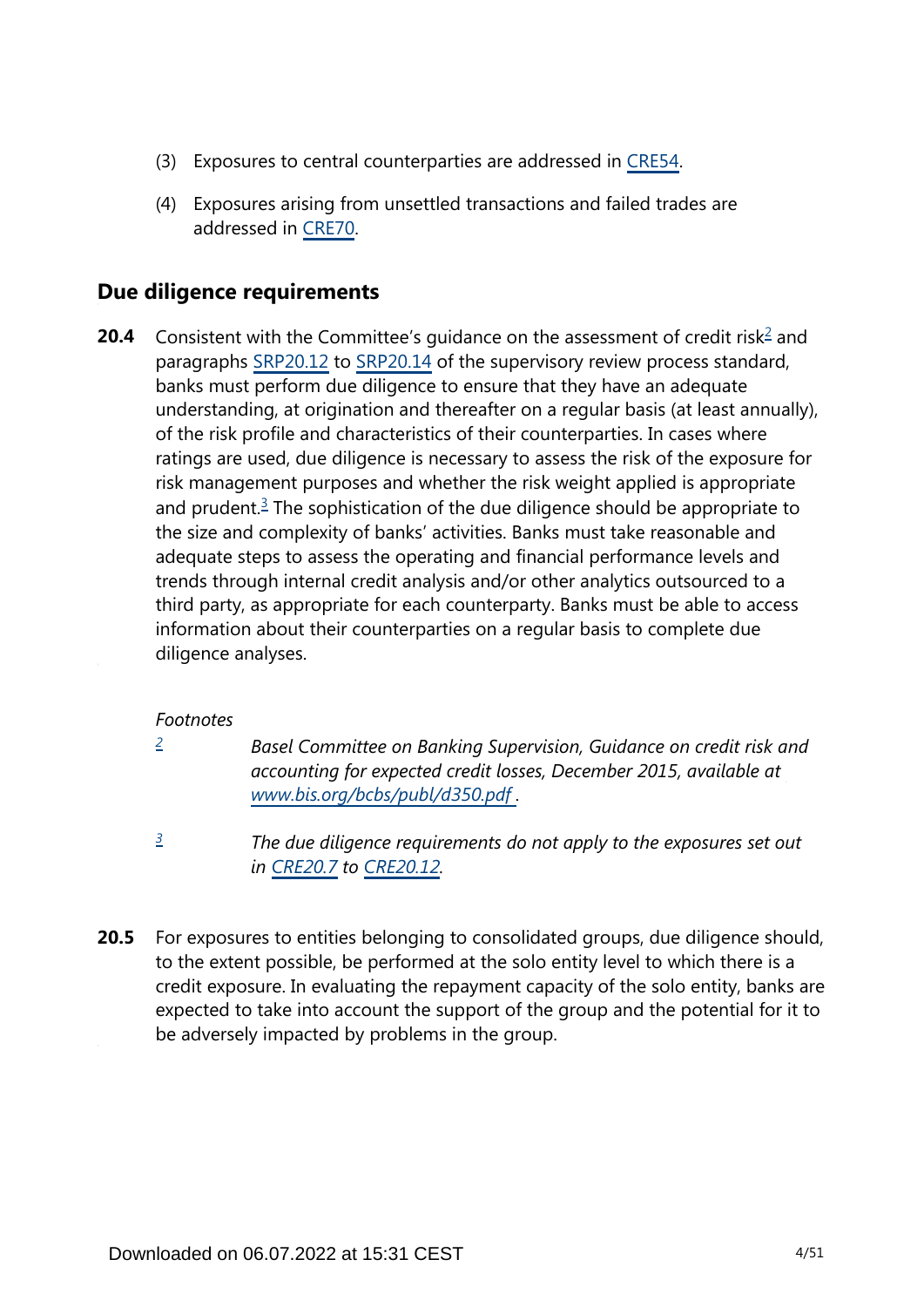(3) Exposures to central counterparties are addressed in CRE54.

(4) Exposures arising from unsettled transactions and failed trades are addressed in CRE70.

## Due diligence requirements

**20.4** Consistent with the Committee's guidance on the assessment of credit risk[2] and paragraphs SRP20.12 to SRP20.14 of the supervisory review process standard, banks must perform due diligence to ensure that they have an adequate understanding, at origination and thereafter on a regular basis (at least annually), of the risk profile and characteristics of their counterparties. In cases where ratings are used, due diligence is necessary to assess the risk of the exposure for risk management purposes and whether the risk weight applied is appropriate and prudent.[3] The sophistication of the due diligence should be appropriate to the size and complexity of banks' activities. Banks must take reasonable and adequate steps to assess the operating and financial performance levels and trends through internal credit analysis and/or other analytics outsourced to a third party, as appropriate for each counterparty. Banks must be able to access information about their counterparties on a regular basis to complete due diligence analyses.

*Footnotes*

[2] *Basel Committee on Banking Supervision, Guidance on credit risk and accounting for expected credit losses, December 2015, available at www.bis.org/bcbs/publ/d350.pdf .*

[3] *The due diligence requirements do not apply to the exposures set out in CRE20.7 to CRE20.12.*

**20.5** For exposures to entities belonging to consolidated groups, due diligence should, to the extent possible, be performed at the solo entity level to which there is a credit exposure. In evaluating the repayment capacity of the solo entity, banks are expected to take into account the support of the group and the potential for it to be adversely impacted by problems in the group.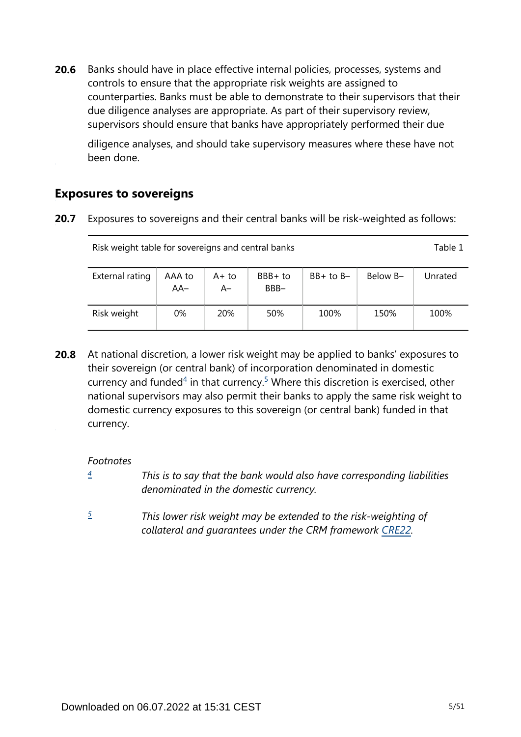**20.6** Banks should have in place effective internal policies, processes, systems and controls to ensure that the appropriate risk weights are assigned to counterparties. Banks must be able to demonstrate to their supervisors that their due diligence analyses are appropriate. As part of their supervisory review, supervisors should ensure that banks have appropriately performed their due diligence analyses, and should take supervisory measures where these have not been done.

## Exposures to sovereigns

**20.7** Exposures to sovereigns and their central banks will be risk-weighted as follows:

Risk weight table for sovereigns and central banks — Table 1

| External rating | AAA to AA– | A+ to A– | BBB+ to BBB– | BB+ to B– | Below B– | Unrated |
|---|---|---|---|---|---|---|
| Risk weight | 0% | 20% | 50% | 100% | 150% | 100% |

**20.8** At national discretion, a lower risk weight may be applied to banks' exposures to their sovereign (or central bank) of incorporation denominated in domestic currency and funded[4] in that currency.[5] Where this discretion is exercised, other national supervisors may also permit their banks to apply the same risk weight to domestic currency exposures to this sovereign (or central bank) funded in that currency.

*Footnotes*

[4] *This is to say that the bank would also have corresponding liabilities denominated in the domestic currency.*

[5] *This lower risk weight may be extended to the risk-weighting of collateral and guarantees under the CRM framework CRE22.*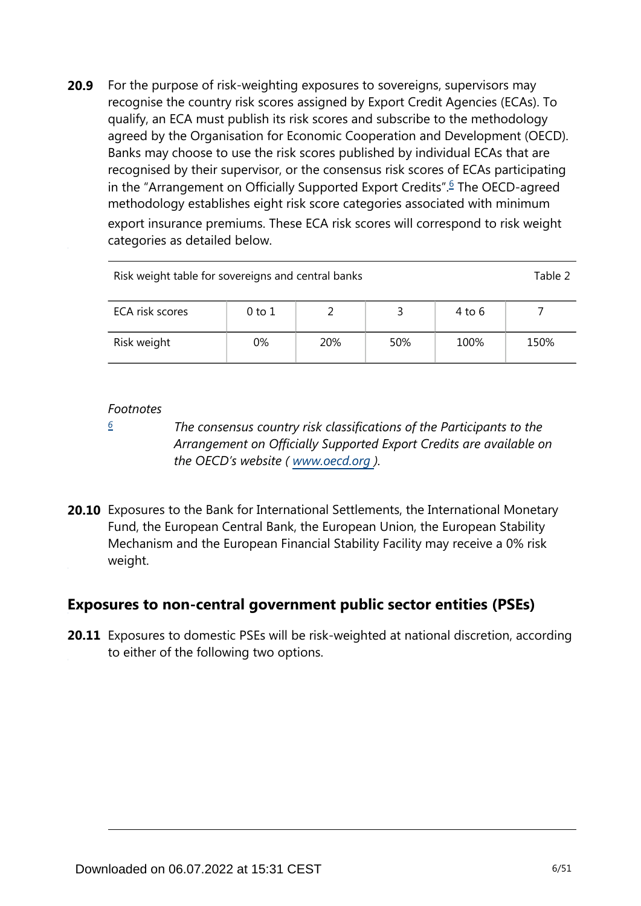**20.9** For the purpose of risk-weighting exposures to sovereigns, supervisors may recognise the country risk scores assigned by Export Credit Agencies (ECAs). To qualify, an ECA must publish its risk scores and subscribe to the methodology agreed by the Organisation for Economic Cooperation and Development (OECD). Banks may choose to use the risk scores published by individual ECAs that are recognised by their supervisor, or the consensus risk scores of ECAs participating in the "Arrangement on Officially Supported Export Credits".[6] The OECD-agreed methodology establishes eight risk score categories associated with minimum export insurance premiums. These ECA risk scores will correspond to risk weight categories as detailed below.

Risk weight table for sovereigns and central banks — Table 2

| ECA risk scores | 0 to 1 | 2 | 3 | 4 to 6 | 7 |
|---|---|---|---|---|---|
| Risk weight | 0% | 20% | 50% | 100% | 150% |

*Footnotes*

[6] *The consensus country risk classifications of the Participants to the Arrangement on Officially Supported Export Credits are available on the OECD's website ( www.oecd.org ).*

**20.10** Exposures to the Bank for International Settlements, the International Monetary Fund, the European Central Bank, the European Union, the European Stability Mechanism and the European Financial Stability Facility may receive a 0% risk weight.

## Exposures to non-central government public sector entities (PSEs)

**20.11** Exposures to domestic PSEs will be risk-weighted at national discretion, according to either of the following two options.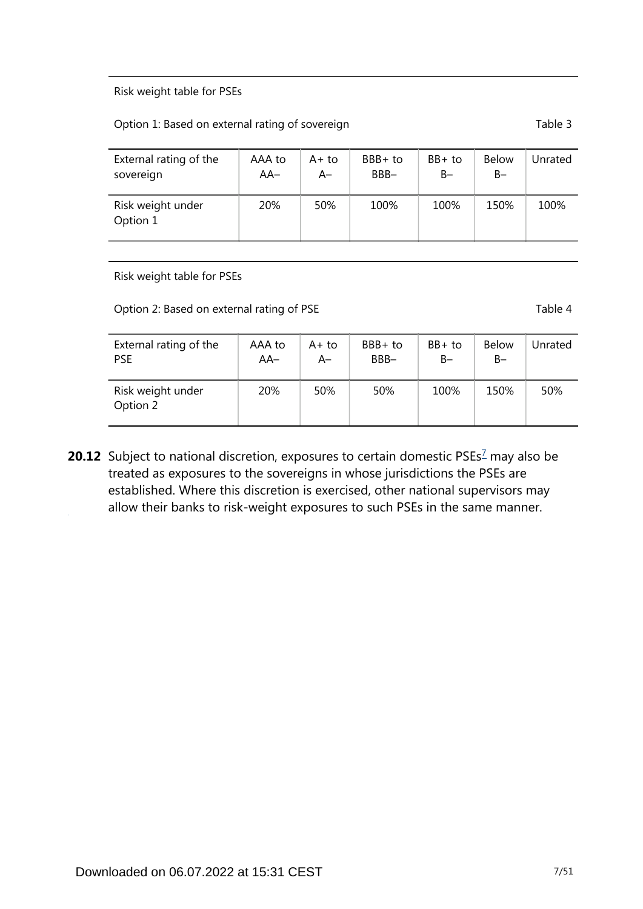Risk weight table for PSEs

Option 1: Based on external rating of sovereign — Table 3

| External rating of the sovereign | AAA to AA– | A+ to A– | BBB+ to BBB– | BB+ to B– | Below B– | Unrated |
|---|---|---|---|---|---|---|
| Risk weight under Option 1 | 20% | 50% | 100% | 100% | 150% | 100% |

Risk weight table for PSEs

Option 2: Based on external rating of PSE — Table 4

| External rating of the PSE | AAA to AA– | A+ to A– | BBB+ to BBB– | BB+ to B– | Below B– | Unrated |
|---|---|---|---|---|---|---|
| Risk weight under Option 2 | 20% | 50% | 50% | 100% | 150% | 50% |

**20.12** Subject to national discretion, exposures to certain domestic PSEs[7] may also be treated as exposures to the sovereigns in whose jurisdictions the PSEs are established. Where this discretion is exercised, other national supervisors may allow their banks to risk-weight exposures to such PSEs in the same manner.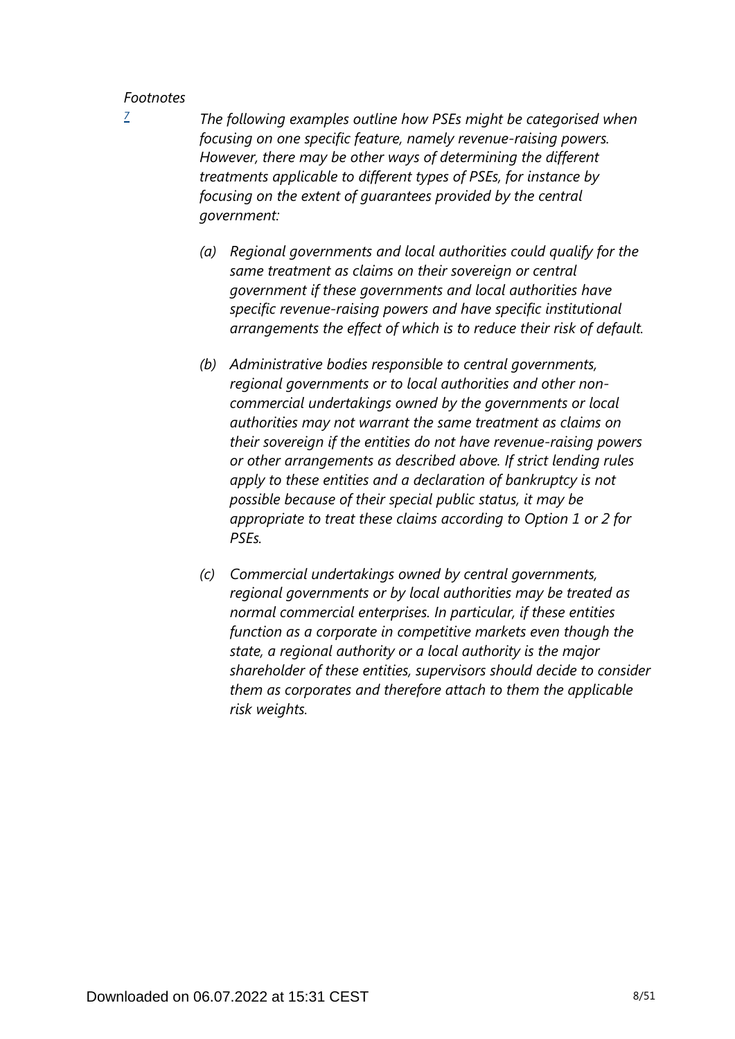*Footnotes*

*7* *The following examples outline how PSEs might be categorised when focusing on one specific feature, namely revenue-raising powers. However, there may be other ways of determining the different treatments applicable to different types of PSEs, for instance by focusing on the extent of guarantees provided by the central government:*

*(a) Regional governments and local authorities could qualify for the same treatment as claims on their sovereign or central government if these governments and local authorities have specific revenue-raising powers and have specific institutional arrangements the effect of which is to reduce their risk of default.*

*(b) Administrative bodies responsible to central governments, regional governments or to local authorities and other non-commercial undertakings owned by the governments or local authorities may not warrant the same treatment as claims on their sovereign if the entities do not have revenue-raising powers or other arrangements as described above. If strict lending rules apply to these entities and a declaration of bankruptcy is not possible because of their special public status, it may be appropriate to treat these claims according to Option 1 or 2 for PSEs.*

*(c) Commercial undertakings owned by central governments, regional governments or by local authorities may be treated as normal commercial enterprises. In particular, if these entities function as a corporate in competitive markets even though the state, a regional authority or a local authority is the major shareholder of these entities, supervisors should decide to consider them as corporates and therefore attach to them the applicable risk weights.*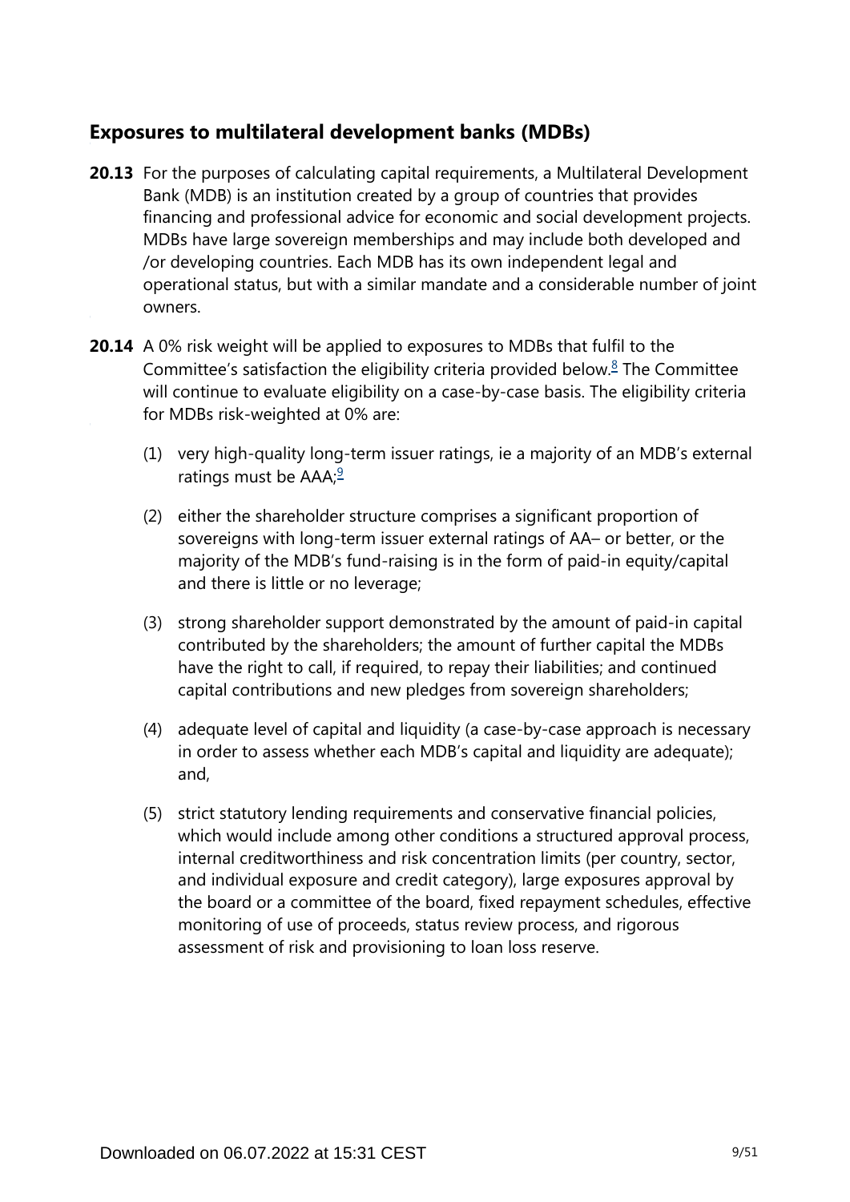## Exposures to multilateral development banks (MDBs)

**20.13** For the purposes of calculating capital requirements, a Multilateral Development Bank (MDB) is an institution created by a group of countries that provides financing and professional advice for economic and social development projects. MDBs have large sovereign memberships and may include both developed and /or developing countries. Each MDB has its own independent legal and operational status, but with a similar mandate and a considerable number of joint owners.

**20.14** A 0% risk weight will be applied to exposures to MDBs that fulfil to the Committee's satisfaction the eligibility criteria provided below.[8] The Committee will continue to evaluate eligibility on a case-by-case basis. The eligibility criteria for MDBs risk-weighted at 0% are:

(1) very high-quality long-term issuer ratings, ie a majority of an MDB's external ratings must be AAA;[9]

(2) either the shareholder structure comprises a significant proportion of sovereigns with long-term issuer external ratings of AA– or better, or the majority of the MDB's fund-raising is in the form of paid-in equity/capital and there is little or no leverage;

(3) strong shareholder support demonstrated by the amount of paid-in capital contributed by the shareholders; the amount of further capital the MDBs have the right to call, if required, to repay their liabilities; and continued capital contributions and new pledges from sovereign shareholders;

(4) adequate level of capital and liquidity (a case-by-case approach is necessary in order to assess whether each MDB's capital and liquidity are adequate); and,

(5) strict statutory lending requirements and conservative financial policies, which would include among other conditions a structured approval process, internal creditworthiness and risk concentration limits (per country, sector, and individual exposure and credit category), large exposures approval by the board or a committee of the board, fixed repayment schedules, effective monitoring of use of proceeds, status review process, and rigorous assessment of risk and provisioning to loan loss reserve.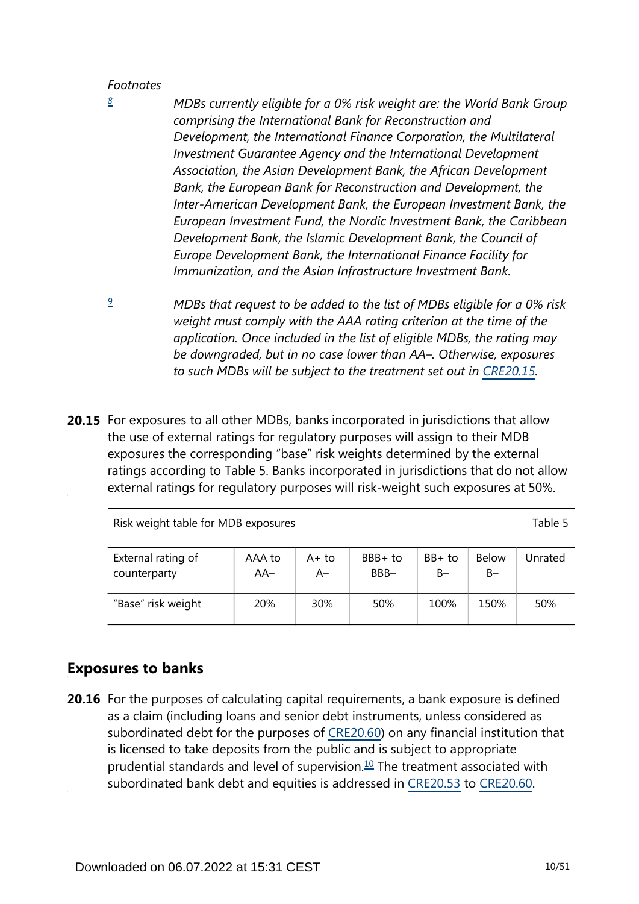*Footnotes*

[8] *MDBs currently eligible for a 0% risk weight are: the World Bank Group comprising the International Bank for Reconstruction and Development, the International Finance Corporation, the Multilateral Investment Guarantee Agency and the International Development Association, the Asian Development Bank, the African Development Bank, the European Bank for Reconstruction and Development, the Inter-American Development Bank, the European Investment Bank, the European Investment Fund, the Nordic Investment Bank, the Caribbean Development Bank, the Islamic Development Bank, the Council of Europe Development Bank, the International Finance Facility for Immunization, and the Asian Infrastructure Investment Bank.*

[9] *MDBs that request to be added to the list of MDBs eligible for a 0% risk weight must comply with the AAA rating criterion at the time of the application. Once included in the list of eligible MDBs, the rating may be downgraded, but in no case lower than AA–. Otherwise, exposures to such MDBs will be subject to the treatment set out in CRE20.15.*

**20.15** For exposures to all other MDBs, banks incorporated in jurisdictions that allow the use of external ratings for regulatory purposes will assign to their MDB exposures the corresponding "base" risk weights determined by the external ratings according to Table 5. Banks incorporated in jurisdictions that do not allow external ratings for regulatory purposes will risk-weight such exposures at 50%.

Risk weight table for MDB exposures — Table 5

| External rating of counterparty | AAA to AA– | A+ to A– | BBB+ to BBB– | BB+ to B– | Below B– | Unrated |
|---|---|---|---|---|---|---|
| "Base" risk weight | 20% | 30% | 50% | 100% | 150% | 50% |

## Exposures to banks

**20.16** For the purposes of calculating capital requirements, a bank exposure is defined as a claim (including loans and senior debt instruments, unless considered as subordinated debt for the purposes of CRE20.60) on any financial institution that is licensed to take deposits from the public and is subject to appropriate prudential standards and level of supervision.[10] The treatment associated with subordinated bank debt and equities is addressed in CRE20.53 to CRE20.60.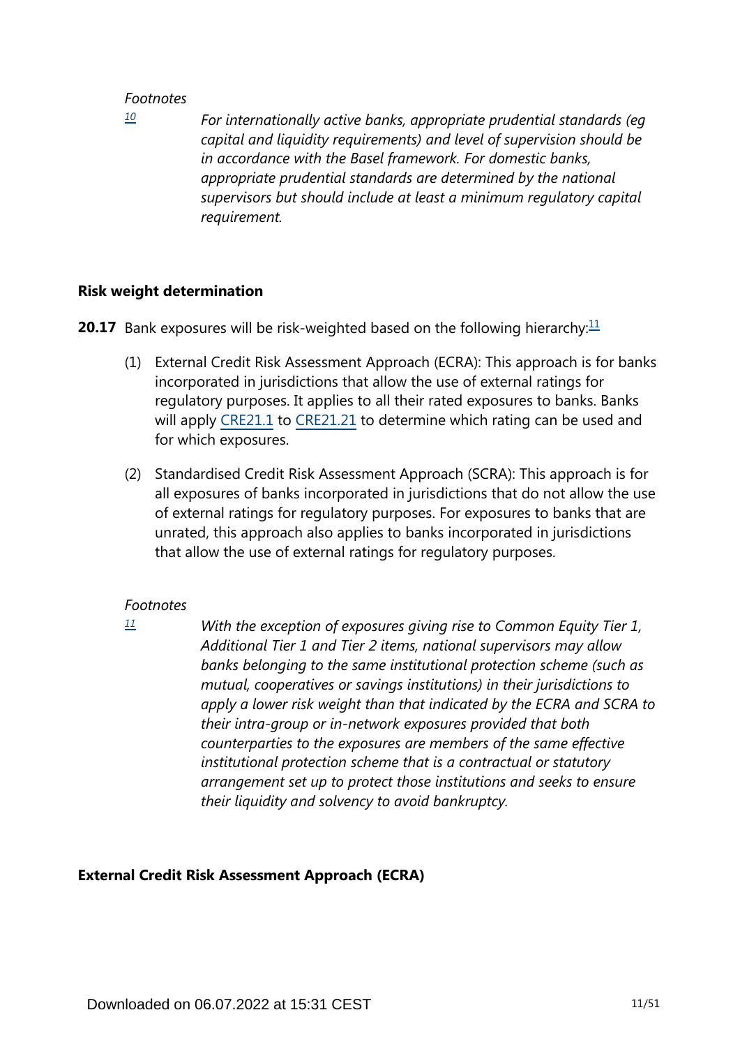*Footnotes*

[10] *For internationally active banks, appropriate prudential standards (eg capital and liquidity requirements) and level of supervision should be in accordance with the Basel framework. For domestic banks, appropriate prudential standards are determined by the national supervisors but should include at least a minimum regulatory capital requirement.*

### Risk weight determination

**20.17** Bank exposures will be risk-weighted based on the following hierarchy:[11]

(1) External Credit Risk Assessment Approach (ECRA): This approach is for banks incorporated in jurisdictions that allow the use of external ratings for regulatory purposes. It applies to all their rated exposures to banks. Banks will apply CRE21.1 to CRE21.21 to determine which rating can be used and for which exposures.

(2) Standardised Credit Risk Assessment Approach (SCRA): This approach is for all exposures of banks incorporated in jurisdictions that do not allow the use of external ratings for regulatory purposes. For exposures to banks that are unrated, this approach also applies to banks incorporated in jurisdictions that allow the use of external ratings for regulatory purposes.

*Footnotes*

[11] *With the exception of exposures giving rise to Common Equity Tier 1, Additional Tier 1 and Tier 2 items, national supervisors may allow banks belonging to the same institutional protection scheme (such as mutual, cooperatives or savings institutions) in their jurisdictions to apply a lower risk weight than that indicated by the ECRA and SCRA to their intra-group or in-network exposures provided that both counterparties to the exposures are members of the same effective institutional protection scheme that is a contractual or statutory arrangement set up to protect those institutions and seeks to ensure their liquidity and solvency to avoid bankruptcy.*

### External Credit Risk Assessment Approach (ECRA)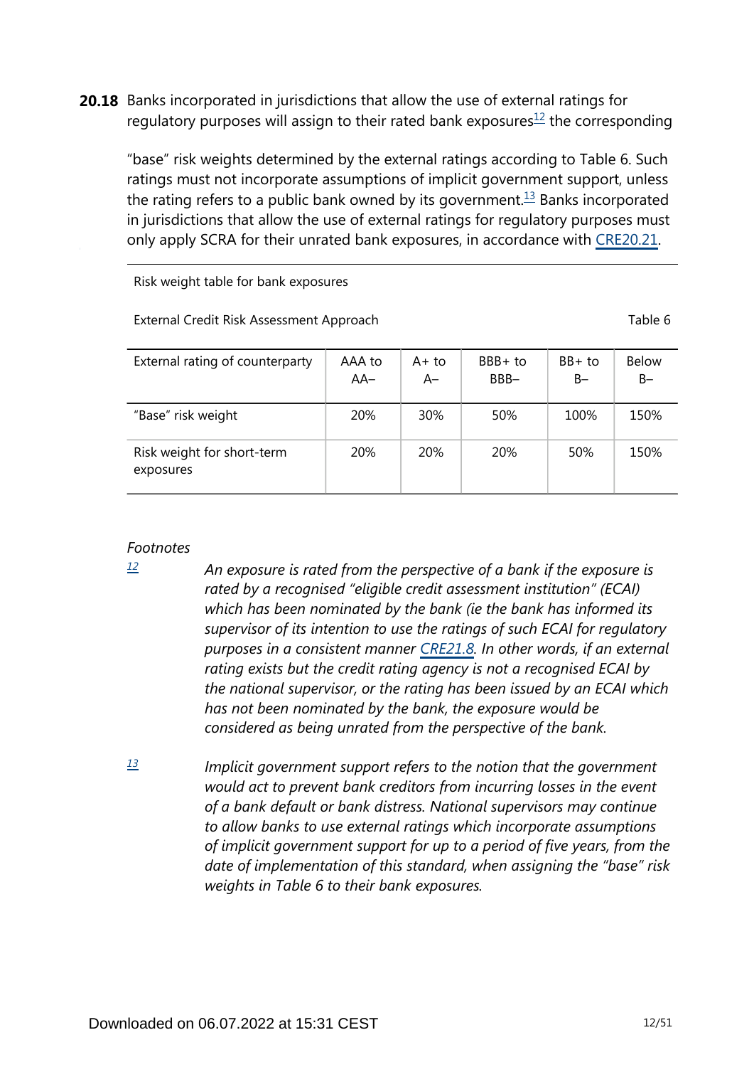**20.18** Banks incorporated in jurisdictions that allow the use of external ratings for regulatory purposes will assign to their rated bank exposures[12] the corresponding "base" risk weights determined by the external ratings according to Table 6. Such ratings must not incorporate assumptions of implicit government support, unless the rating refers to a public bank owned by its government.[13] Banks incorporated in jurisdictions that allow the use of external ratings for regulatory purposes must only apply SCRA for their unrated bank exposures, in accordance with CRE20.21.

Risk weight table for bank exposures

External Credit Risk Assessment Approach — Table 6

| External rating of counterparty | AAA to AA– | A+ to A– | BBB+ to BBB– | BB+ to B– | Below B– |
|---|---|---|---|---|---|
| "Base" risk weight | 20% | 30% | 50% | 100% | 150% |
| Risk weight for short-term exposures | 20% | 20% | 20% | 50% | 150% |

*Footnotes*

[12] *An exposure is rated from the perspective of a bank if the exposure is rated by a recognised "eligible credit assessment institution" (ECAI) which has been nominated by the bank (ie the bank has informed its supervisor of its intention to use the ratings of such ECAI for regulatory purposes in a consistent manner CRE21.8. In other words, if an external rating exists but the credit rating agency is not a recognised ECAI by the national supervisor, or the rating has been issued by an ECAI which has not been nominated by the bank, the exposure would be considered as being unrated from the perspective of the bank.*

[13] *Implicit government support refers to the notion that the government would act to prevent bank creditors from incurring losses in the event of a bank default or bank distress. National supervisors may continue to allow banks to use external ratings which incorporate assumptions of implicit government support for up to a period of five years, from the date of implementation of this standard, when assigning the "base" risk weights in Table 6 to their bank exposures.*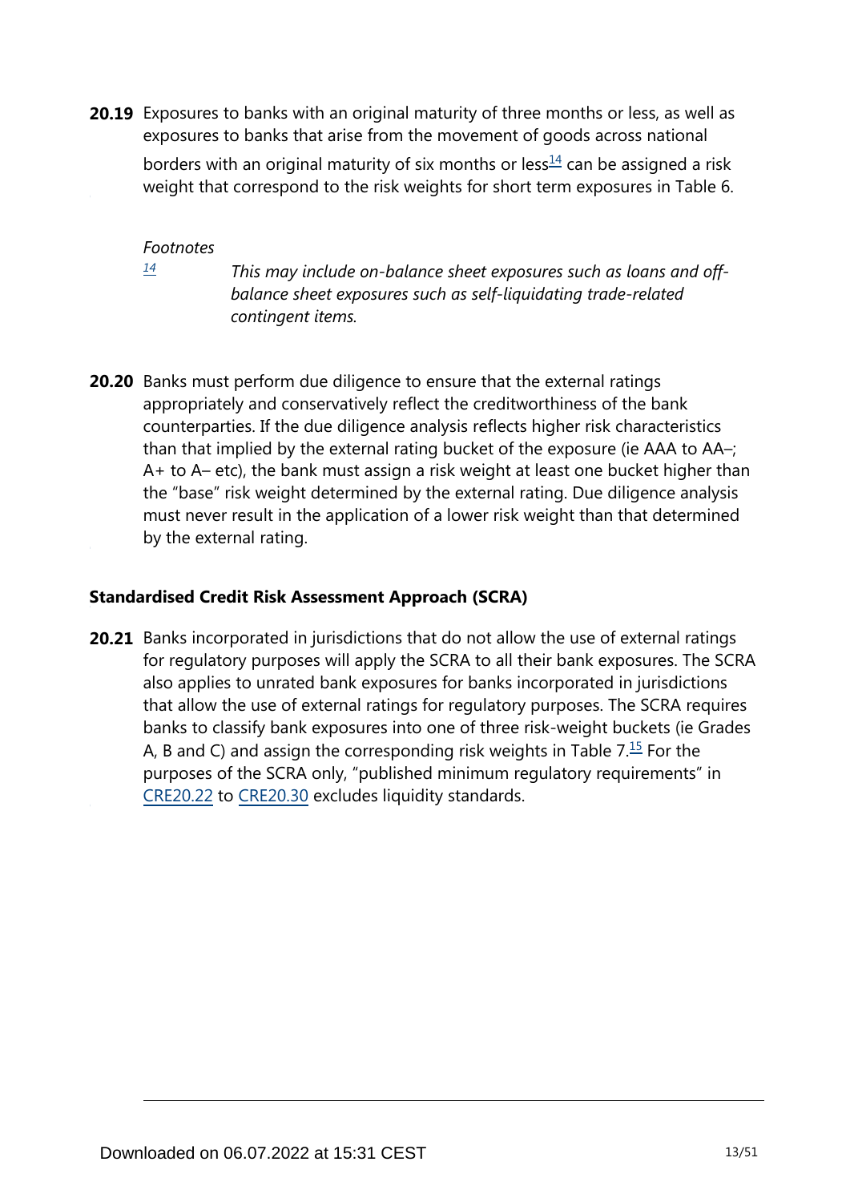**20.19** Exposures to banks with an original maturity of three months or less, as well as exposures to banks that arise from the movement of goods across national borders with an original maturity of six months or less[14] can be assigned a risk weight that correspond to the risk weights for short term exposures in Table 6.

*Footnotes*

[14] *This may include on-balance sheet exposures such as loans and off-balance sheet exposures such as self-liquidating trade-related contingent items.*

**20.20** Banks must perform due diligence to ensure that the external ratings appropriately and conservatively reflect the creditworthiness of the bank counterparties. If the due diligence analysis reflects higher risk characteristics than that implied by the external rating bucket of the exposure (ie AAA to AA–; A+ to A– etc), the bank must assign a risk weight at least one bucket higher than the "base" risk weight determined by the external rating. Due diligence analysis must never result in the application of a lower risk weight than that determined by the external rating.

### Standardised Credit Risk Assessment Approach (SCRA)

**20.21** Banks incorporated in jurisdictions that do not allow the use of external ratings for regulatory purposes will apply the SCRA to all their bank exposures. The SCRA also applies to unrated bank exposures for banks incorporated in jurisdictions that allow the use of external ratings for regulatory purposes. The SCRA requires banks to classify bank exposures into one of three risk-weight buckets (ie Grades A, B and C) and assign the corresponding risk weights in Table 7.[15] For the purposes of the SCRA only, "published minimum regulatory requirements" in CRE20.22 to CRE20.30 excludes liquidity standards.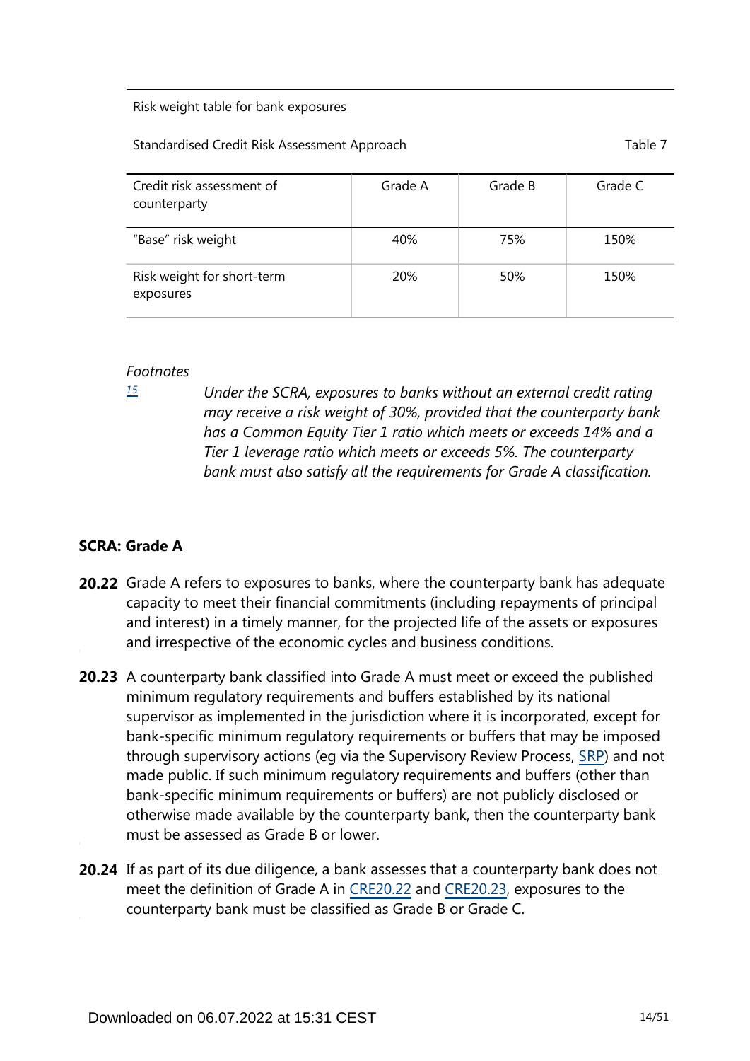Risk weight table for bank exposures

Standardised Credit Risk Assessment Approach — Table 7

| Credit risk assessment of counterparty | Grade A | Grade B | Grade C |
|---|---|---|---|
| "Base" risk weight | 40% | 75% | 150% |
| Risk weight for short-term exposures | 20% | 50% | 150% |

*Footnotes*

[15] *Under the SCRA, exposures to banks without an external credit rating may receive a risk weight of 30%, provided that the counterparty bank has a Common Equity Tier 1 ratio which meets or exceeds 14% and a Tier 1 leverage ratio which meets or exceeds 5%. The counterparty bank must also satisfy all the requirements for Grade A classification.*

## SCRA: Grade A

**20.22** Grade A refers to exposures to banks, where the counterparty bank has adequate capacity to meet their financial commitments (including repayments of principal and interest) in a timely manner, for the projected life of the assets or exposures and irrespective of the economic cycles and business conditions.

**20.23** A counterparty bank classified into Grade A must meet or exceed the published minimum regulatory requirements and buffers established by its national supervisor as implemented in the jurisdiction where it is incorporated, except for bank-specific minimum regulatory requirements or buffers that may be imposed through supervisory actions (eg via the Supervisory Review Process, SRP) and not made public. If such minimum regulatory requirements and buffers (other than bank-specific minimum requirements or buffers) are not publicly disclosed or otherwise made available by the counterparty bank, then the counterparty bank must be assessed as Grade B or lower.

**20.24** If as part of its due diligence, a bank assesses that a counterparty bank does not meet the definition of Grade A in CRE20.22 and CRE20.23, exposures to the counterparty bank must be classified as Grade B or Grade C.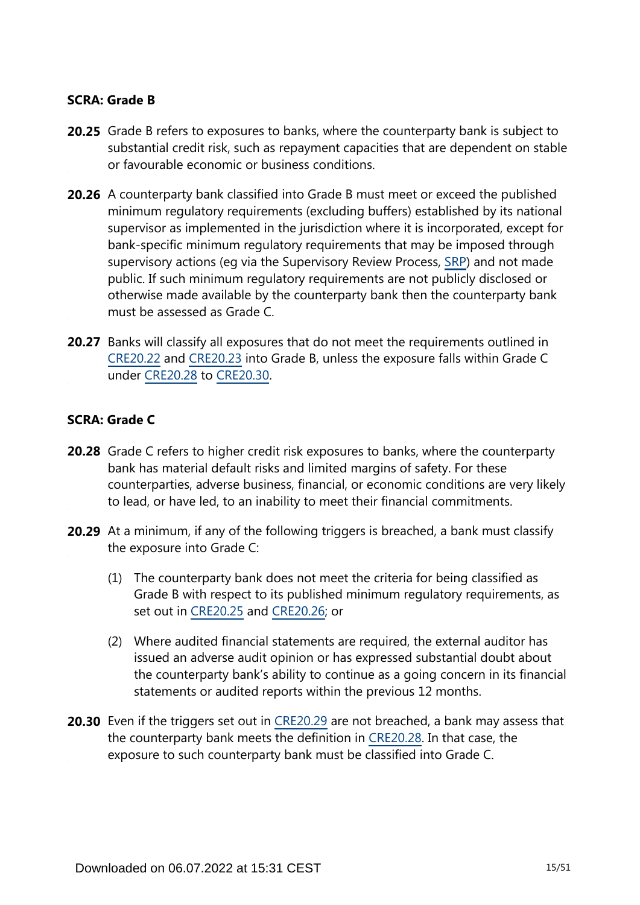### SCRA: Grade B

**20.25** Grade B refers to exposures to banks, where the counterparty bank is subject to substantial credit risk, such as repayment capacities that are dependent on stable or favourable economic or business conditions.

**20.26** A counterparty bank classified into Grade B must meet or exceed the published minimum regulatory requirements (excluding buffers) established by its national supervisor as implemented in the jurisdiction where it is incorporated, except for bank-specific minimum regulatory requirements that may be imposed through supervisory actions (eg via the Supervisory Review Process, SRP) and not made public. If such minimum regulatory requirements are not publicly disclosed or otherwise made available by the counterparty bank then the counterparty bank must be assessed as Grade C.

**20.27** Banks will classify all exposures that do not meet the requirements outlined in CRE20.22 and CRE20.23 into Grade B, unless the exposure falls within Grade C under CRE20.28 to CRE20.30.

### SCRA: Grade C

**20.28** Grade C refers to higher credit risk exposures to banks, where the counterparty bank has material default risks and limited margins of safety. For these counterparties, adverse business, financial, or economic conditions are very likely to lead, or have led, to an inability to meet their financial commitments.

**20.29** At a minimum, if any of the following triggers is breached, a bank must classify the exposure into Grade C:

(1) The counterparty bank does not meet the criteria for being classified as Grade B with respect to its published minimum regulatory requirements, as set out in CRE20.25 and CRE20.26; or

(2) Where audited financial statements are required, the external auditor has issued an adverse audit opinion or has expressed substantial doubt about the counterparty bank's ability to continue as a going concern in its financial statements or audited reports within the previous 12 months.

**20.30** Even if the triggers set out in CRE20.29 are not breached, a bank may assess that the counterparty bank meets the definition in CRE20.28. In that case, the exposure to such counterparty bank must be classified into Grade C.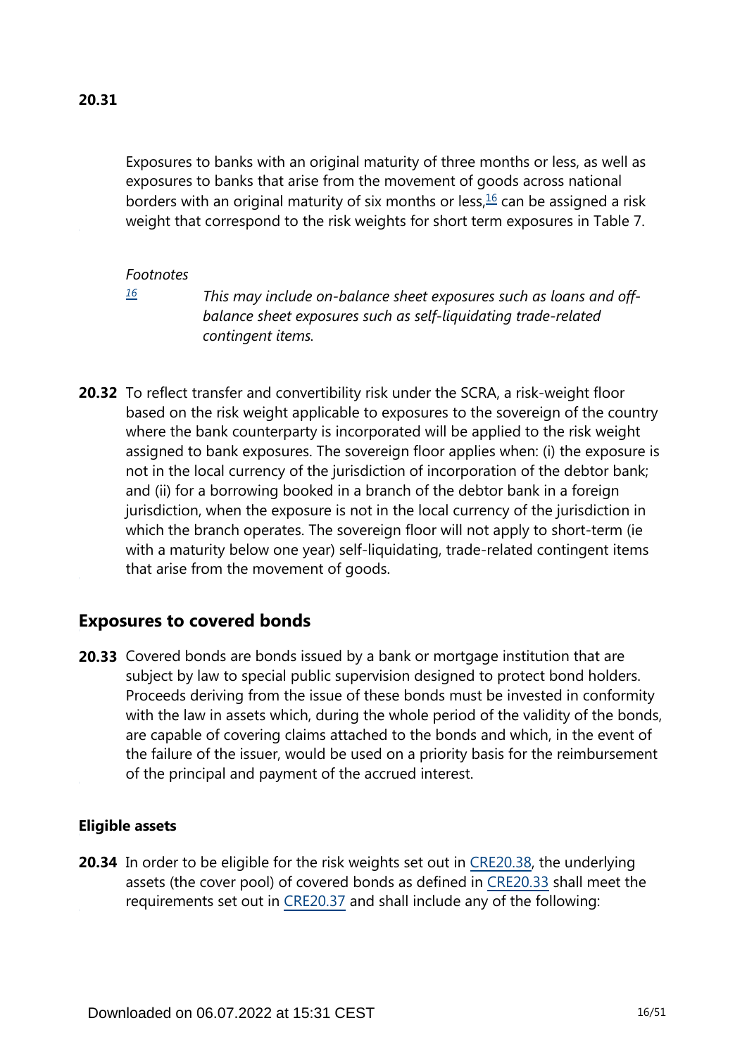**20.31**

Exposures to banks with an original maturity of three months or less, as well as exposures to banks that arise from the movement of goods across national borders with an original maturity of six months or less,[16] can be assigned a risk weight that correspond to the risk weights for short term exposures in Table 7.

*Footnotes*

[16] *This may include on-balance sheet exposures such as loans and off-balance sheet exposures such as self-liquidating trade-related contingent items.*

**20.32** To reflect transfer and convertibility risk under the SCRA, a risk-weight floor based on the risk weight applicable to exposures to the sovereign of the country where the bank counterparty is incorporated will be applied to the risk weight assigned to bank exposures. The sovereign floor applies when: (i) the exposure is not in the local currency of the jurisdiction of incorporation of the debtor bank; and (ii) for a borrowing booked in a branch of the debtor bank in a foreign jurisdiction, when the exposure is not in the local currency of the jurisdiction in which the branch operates. The sovereign floor will not apply to short-term (ie with a maturity below one year) self-liquidating, trade-related contingent items that arise from the movement of goods.

## Exposures to covered bonds

**20.33** Covered bonds are bonds issued by a bank or mortgage institution that are subject by law to special public supervision designed to protect bond holders. Proceeds deriving from the issue of these bonds must be invested in conformity with the law in assets which, during the whole period of the validity of the bonds, are capable of covering claims attached to the bonds and which, in the event of the failure of the issuer, would be used on a priority basis for the reimbursement of the principal and payment of the accrued interest.

### Eligible assets

**20.34** In order to be eligible for the risk weights set out in CRE20.38, the underlying assets (the cover pool) of covered bonds as defined in CRE20.33 shall meet the requirements set out in CRE20.37 and shall include any of the following: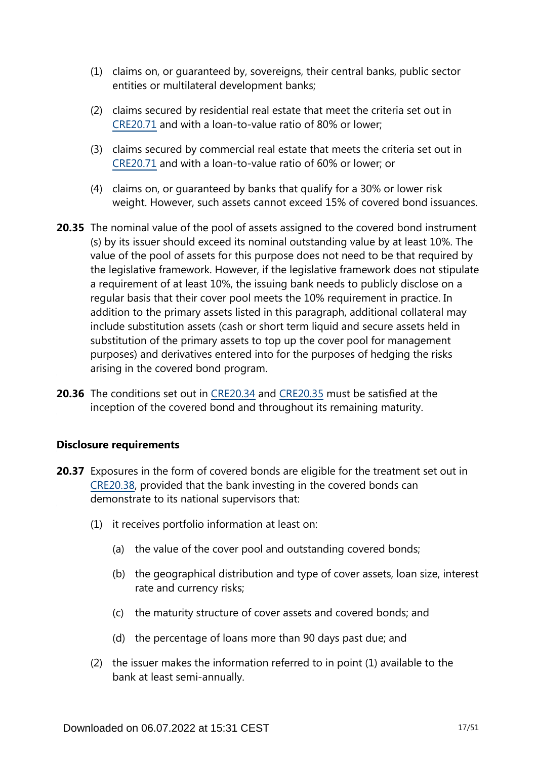(1) claims on, or guaranteed by, sovereigns, their central banks, public sector entities or multilateral development banks;

(2) claims secured by residential real estate that meet the criteria set out in CRE20.71 and with a loan-to-value ratio of 80% or lower;

(3) claims secured by commercial real estate that meets the criteria set out in CRE20.71 and with a loan-to-value ratio of 60% or lower; or

(4) claims on, or guaranteed by banks that qualify for a 30% or lower risk weight. However, such assets cannot exceed 15% of covered bond issuances.

**20.35** The nominal value of the pool of assets assigned to the covered bond instrument (s) by its issuer should exceed its nominal outstanding value by at least 10%. The value of the pool of assets for this purpose does not need to be that required by the legislative framework. However, if the legislative framework does not stipulate a requirement of at least 10%, the issuing bank needs to publicly disclose on a regular basis that their cover pool meets the 10% requirement in practice. In addition to the primary assets listed in this paragraph, additional collateral may include substitution assets (cash or short term liquid and secure assets held in substitution of the primary assets to top up the cover pool for management purposes) and derivatives entered into for the purposes of hedging the risks arising in the covered bond program.

**20.36** The conditions set out in CRE20.34 and CRE20.35 must be satisfied at the inception of the covered bond and throughout its remaining maturity.

**Disclosure requirements**

**20.37** Exposures in the form of covered bonds are eligible for the treatment set out in CRE20.38, provided that the bank investing in the covered bonds can demonstrate to its national supervisors that:

(1) it receives portfolio information at least on:

(a) the value of the cover pool and outstanding covered bonds;

(b) the geographical distribution and type of cover assets, loan size, interest rate and currency risks;

(c) the maturity structure of cover assets and covered bonds; and

(d) the percentage of loans more than 90 days past due; and

(2) the issuer makes the information referred to in point (1) available to the bank at least semi-annually.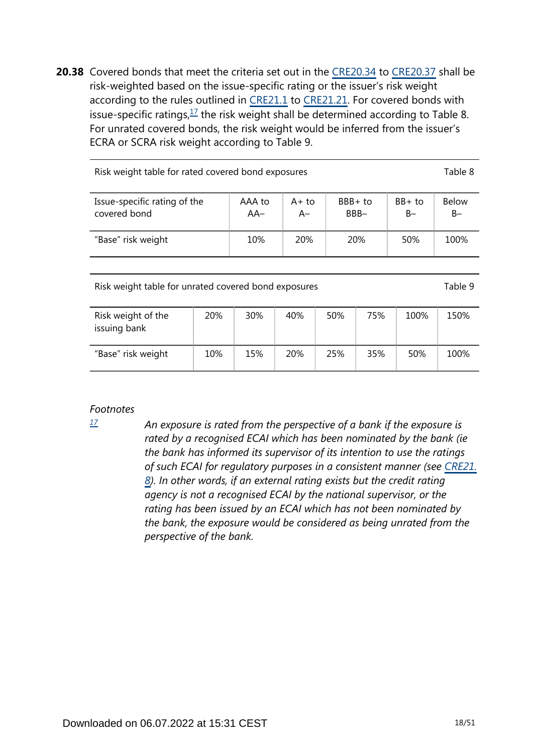**20.38** Covered bonds that meet the criteria set out in the CRE20.34 to CRE20.37 shall be risk-weighted based on the issue-specific rating or the issuer's risk weight according to the rules outlined in CRE21.1 to CRE21.21. For covered bonds with issue-specific ratings,[17] the risk weight shall be determined according to Table 8. For unrated covered bonds, the risk weight would be inferred from the issuer's ECRA or SCRA risk weight according to Table 9.

Risk weight table for rated covered bond exposures — Table 8

| Issue-specific rating of the covered bond | AAA to AA– | A+ to A– | BBB+ to BBB– | BB+ to B– | Below B– |
|---|---|---|---|---|---|
| "Base" risk weight | 10% | 20% | 20% | 50% | 100% |

Risk weight table for unrated covered bond exposures — Table 9

| Risk weight of the issuing bank | 20% | 30% | 40% | 50% | 75% | 100% | 150% |
|---|---|---|---|---|---|---|---|
| "Base" risk weight | 10% | 15% | 20% | 25% | 35% | 50% | 100% |

*Footnotes*

[17] *An exposure is rated from the perspective of a bank if the exposure is rated by a recognised ECAI which has been nominated by the bank (ie the bank has informed its supervisor of its intention to use the ratings of such ECAI for regulatory purposes in a consistent manner (see CRE21.8). In other words, if an external rating exists but the credit rating agency is not a recognised ECAI by the national supervisor, or the rating has been issued by an ECAI which has not been nominated by the bank, the exposure would be considered as being unrated from the perspective of the bank.*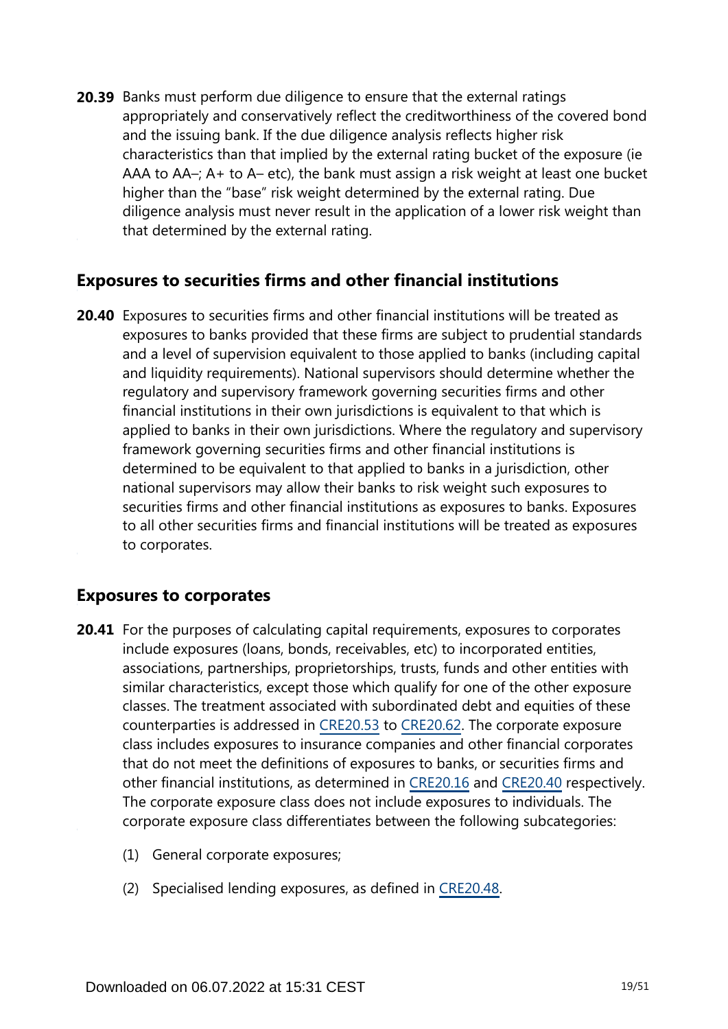**20.39** Banks must perform due diligence to ensure that the external ratings appropriately and conservatively reflect the creditworthiness of the covered bond and the issuing bank. If the due diligence analysis reflects higher risk characteristics than that implied by the external rating bucket of the exposure (ie AAA to AA–; A+ to A– etc), the bank must assign a risk weight at least one bucket higher than the "base" risk weight determined by the external rating. Due diligence analysis must never result in the application of a lower risk weight than that determined by the external rating.

## Exposures to securities firms and other financial institutions

**20.40** Exposures to securities firms and other financial institutions will be treated as exposures to banks provided that these firms are subject to prudential standards and a level of supervision equivalent to those applied to banks (including capital and liquidity requirements). National supervisors should determine whether the regulatory and supervisory framework governing securities firms and other financial institutions in their own jurisdictions is equivalent to that which is applied to banks in their own jurisdictions. Where the regulatory and supervisory framework governing securities firms and other financial institutions is determined to be equivalent to that applied to banks in a jurisdiction, other national supervisors may allow their banks to risk weight such exposures to securities firms and other financial institutions as exposures to banks. Exposures to all other securities firms and financial institutions will be treated as exposures to corporates.

## Exposures to corporates

**20.41** For the purposes of calculating capital requirements, exposures to corporates include exposures (loans, bonds, receivables, etc) to incorporated entities, associations, partnerships, proprietorships, trusts, funds and other entities with similar characteristics, except those which qualify for one of the other exposure classes. The treatment associated with subordinated debt and equities of these counterparties is addressed in CRE20.53 to CRE20.62. The corporate exposure class includes exposures to insurance companies and other financial corporates that do not meet the definitions of exposures to banks, or securities firms and other financial institutions, as determined in CRE20.16 and CRE20.40 respectively. The corporate exposure class does not include exposures to individuals. The corporate exposure class differentiates between the following subcategories:

(1) General corporate exposures;

(2) Specialised lending exposures, as defined in CRE20.48.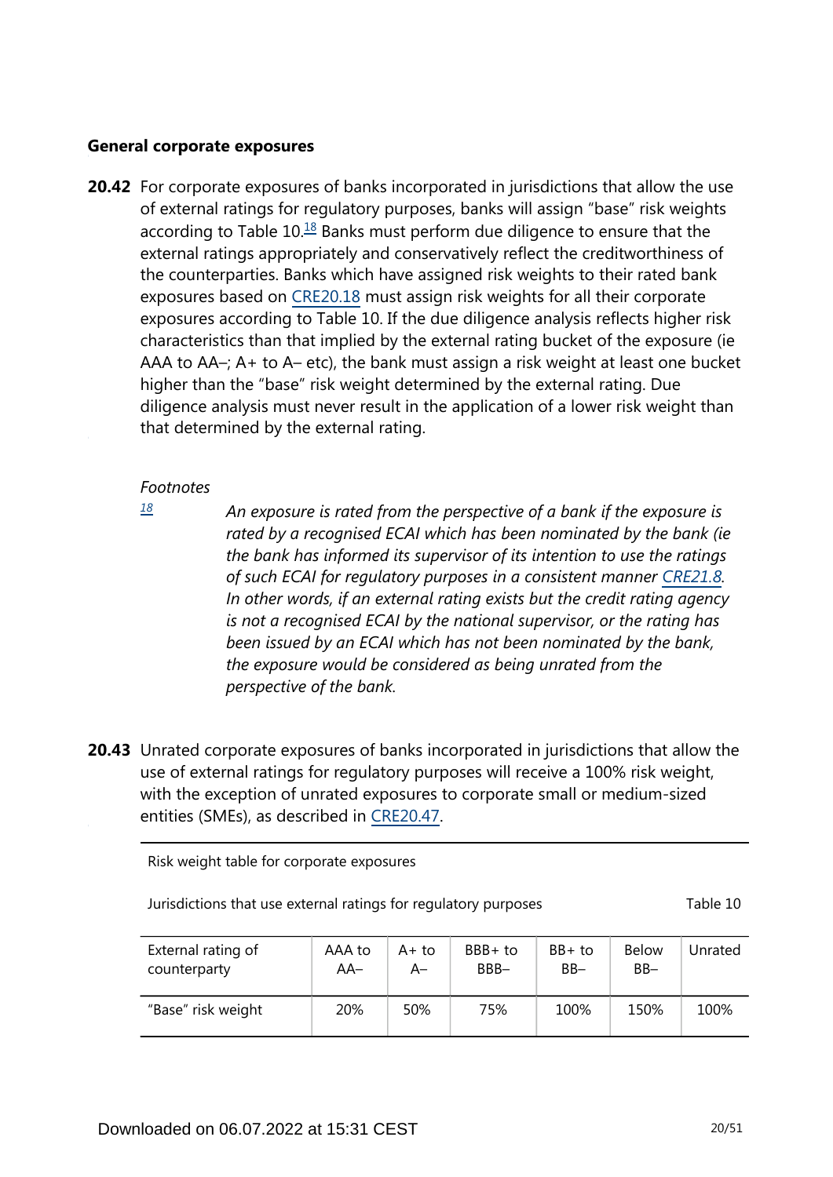### General corporate exposures

**20.42** For corporate exposures of banks incorporated in jurisdictions that allow the use of external ratings for regulatory purposes, banks will assign "base" risk weights according to Table 10.[18] Banks must perform due diligence to ensure that the external ratings appropriately and conservatively reflect the creditworthiness of the counterparties. Banks which have assigned risk weights to their rated bank exposures based on CRE20.18 must assign risk weights for all their corporate exposures according to Table 10. If the due diligence analysis reflects higher risk characteristics than that implied by the external rating bucket of the exposure (ie AAA to AA–; A+ to A– etc), the bank must assign a risk weight at least one bucket higher than the "base" risk weight determined by the external rating. Due diligence analysis must never result in the application of a lower risk weight than that determined by the external rating.

*Footnotes*

[18] *An exposure is rated from the perspective of a bank if the exposure is rated by a recognised ECAI which has been nominated by the bank (ie the bank has informed its supervisor of its intention to use the ratings of such ECAI for regulatory purposes in a consistent manner CRE21.8. In other words, if an external rating exists but the credit rating agency is not a recognised ECAI by the national supervisor, or the rating has been issued by an ECAI which has not been nominated by the bank, the exposure would be considered as being unrated from the perspective of the bank.*

**20.43** Unrated corporate exposures of banks incorporated in jurisdictions that allow the use of external ratings for regulatory purposes will receive a 100% risk weight, with the exception of unrated exposures to corporate small or medium-sized entities (SMEs), as described in CRE20.47.

Risk weight table for corporate exposures

Jurisdictions that use external ratings for regulatory purposes — Table 10

| External rating of counterparty | AAA to AA– | A+ to A– | BBB+ to BBB– | BB+ to BB– | Below BB– | Unrated |
|---|---|---|---|---|---|---|
| "Base" risk weight | 20% | 50% | 75% | 100% | 150% | 100% |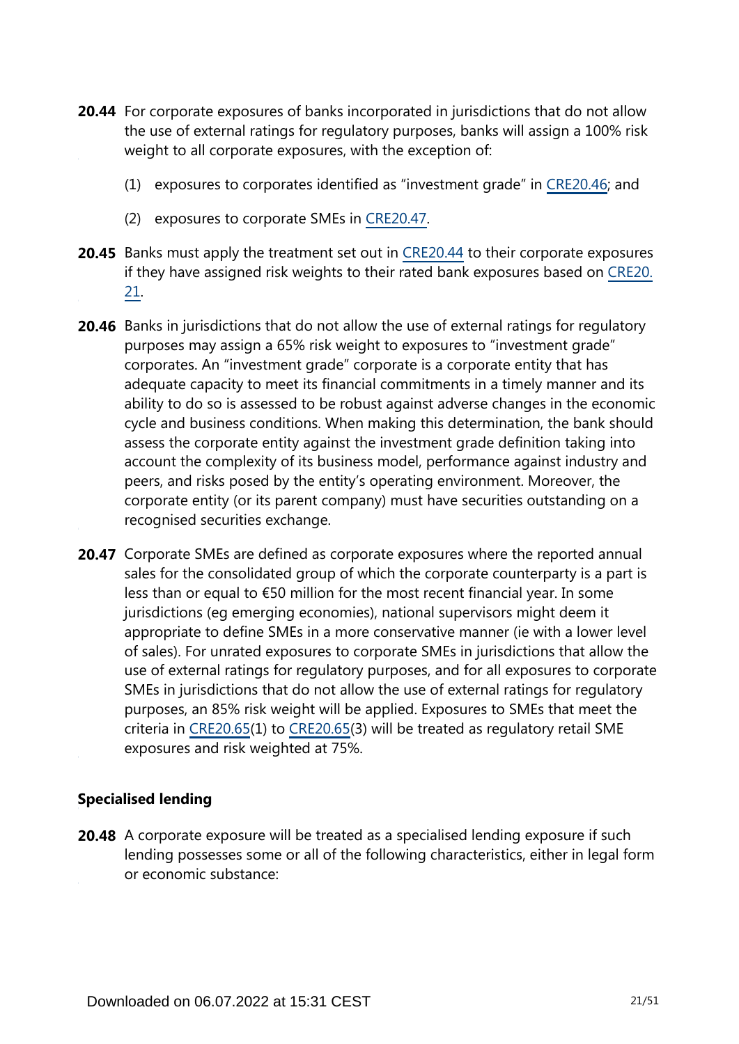**20.44** For corporate exposures of banks incorporated in jurisdictions that do not allow the use of external ratings for regulatory purposes, banks will assign a 100% risk weight to all corporate exposures, with the exception of:

(1) exposures to corporates identified as "investment grade" in CRE20.46; and

(2) exposures to corporate SMEs in CRE20.47.

**20.45** Banks must apply the treatment set out in CRE20.44 to their corporate exposures if they have assigned risk weights to their rated bank exposures based on CRE20.21.

**20.46** Banks in jurisdictions that do not allow the use of external ratings for regulatory purposes may assign a 65% risk weight to exposures to "investment grade" corporates. An "investment grade" corporate is a corporate entity that has adequate capacity to meet its financial commitments in a timely manner and its ability to do so is assessed to be robust against adverse changes in the economic cycle and business conditions. When making this determination, the bank should assess the corporate entity against the investment grade definition taking into account the complexity of its business model, performance against industry and peers, and risks posed by the entity's operating environment. Moreover, the corporate entity (or its parent company) must have securities outstanding on a recognised securities exchange.

**20.47** Corporate SMEs are defined as corporate exposures where the reported annual sales for the consolidated group of which the corporate counterparty is a part is less than or equal to €50 million for the most recent financial year. In some jurisdictions (eg emerging economies), national supervisors might deem it appropriate to define SMEs in a more conservative manner (ie with a lower level of sales). For unrated exposures to corporate SMEs in jurisdictions that allow the use of external ratings for regulatory purposes, and for all exposures to corporate SMEs in jurisdictions that do not allow the use of external ratings for regulatory purposes, an 85% risk weight will be applied. Exposures to SMEs that meet the criteria in CRE20.65(1) to CRE20.65(3) will be treated as regulatory retail SME exposures and risk weighted at 75%.

### Specialised lending

**20.48** A corporate exposure will be treated as a specialised lending exposure if such lending possesses some or all of the following characteristics, either in legal form or economic substance: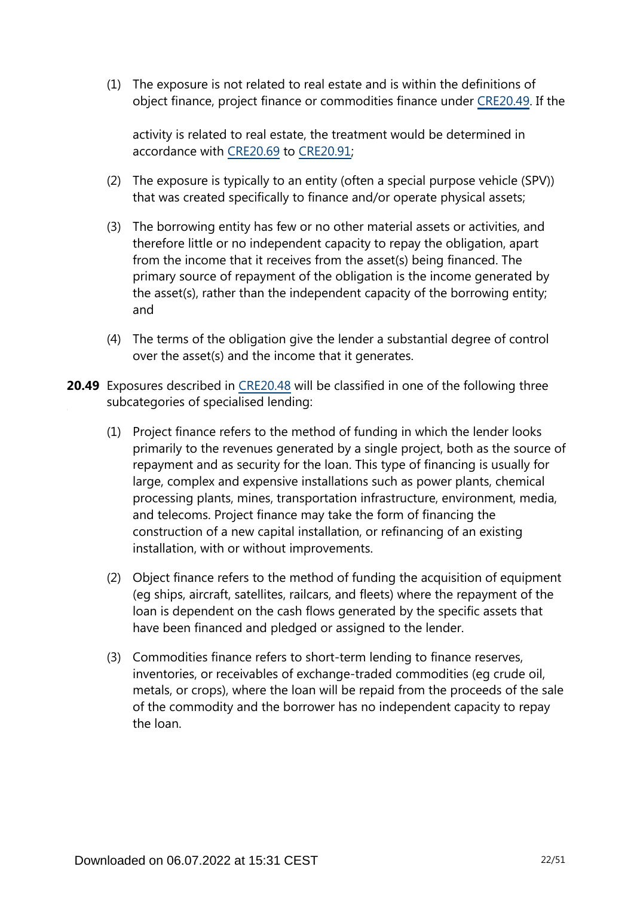(1) The exposure is not related to real estate and is within the definitions of object finance, project finance or commodities finance under CRE20.49. If the activity is related to real estate, the treatment would be determined in accordance with CRE20.69 to CRE20.91;

(2) The exposure is typically to an entity (often a special purpose vehicle (SPV)) that was created specifically to finance and/or operate physical assets;

(3) The borrowing entity has few or no other material assets or activities, and therefore little or no independent capacity to repay the obligation, apart from the income that it receives from the asset(s) being financed. The primary source of repayment of the obligation is the income generated by the asset(s), rather than the independent capacity of the borrowing entity; and

(4) The terms of the obligation give the lender a substantial degree of control over the asset(s) and the income that it generates.

**20.49** Exposures described in CRE20.48 will be classified in one of the following three subcategories of specialised lending:

(1) Project finance refers to the method of funding in which the lender looks primarily to the revenues generated by a single project, both as the source of repayment and as security for the loan. This type of financing is usually for large, complex and expensive installations such as power plants, chemical processing plants, mines, transportation infrastructure, environment, media, and telecoms. Project finance may take the form of financing the construction of a new capital installation, or refinancing of an existing installation, with or without improvements.

(2) Object finance refers to the method of funding the acquisition of equipment (eg ships, aircraft, satellites, railcars, and fleets) where the repayment of the loan is dependent on the cash flows generated by the specific assets that have been financed and pledged or assigned to the lender.

(3) Commodities finance refers to short-term lending to finance reserves, inventories, or receivables of exchange-traded commodities (eg crude oil, metals, or crops), where the loan will be repaid from the proceeds of the sale of the commodity and the borrower has no independent capacity to repay the loan.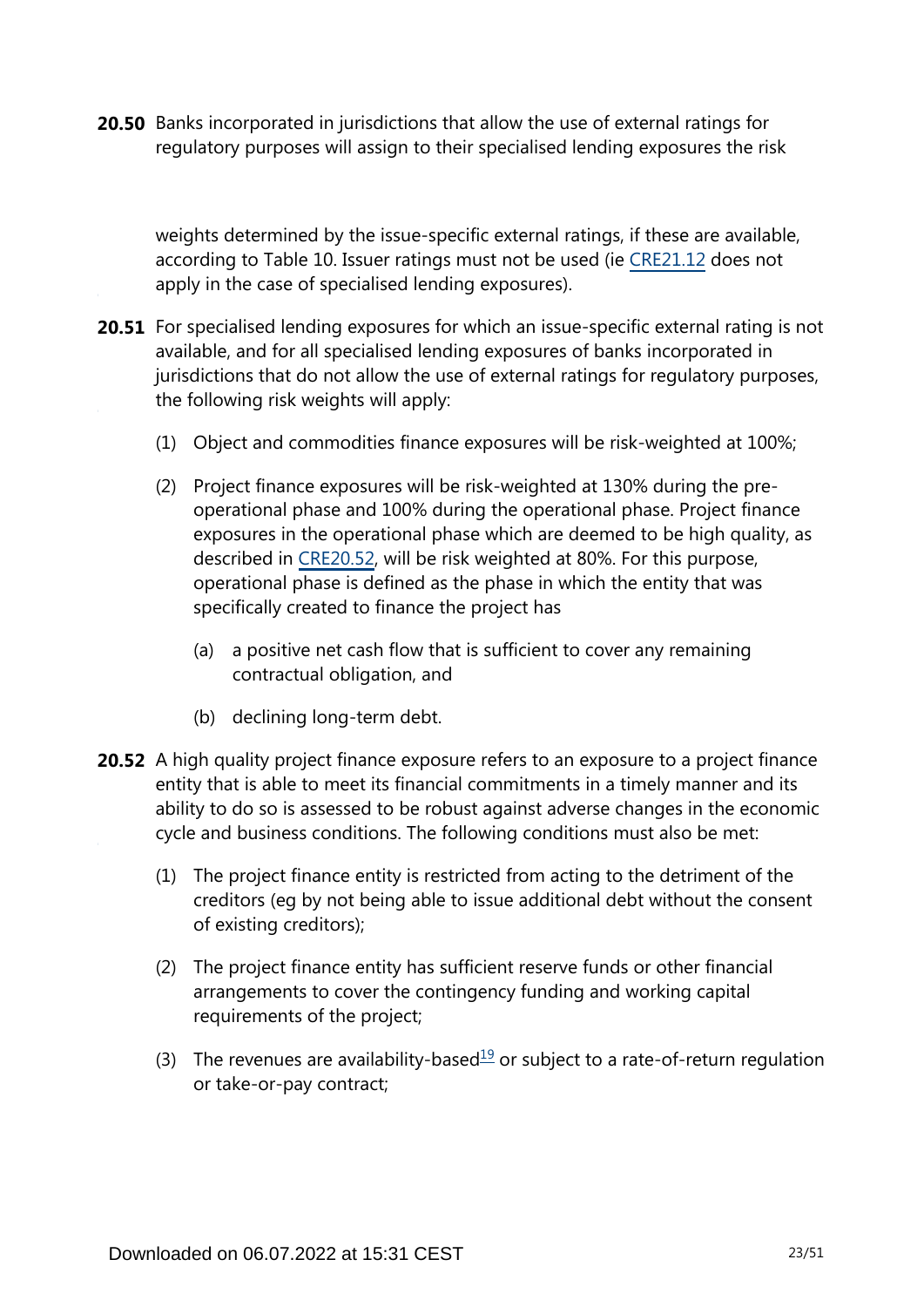**20.50** Banks incorporated in jurisdictions that allow the use of external ratings for regulatory purposes will assign to their specialised lending exposures the risk weights determined by the issue-specific external ratings, if these are available, according to Table 10. Issuer ratings must not be used (ie CRE21.12 does not apply in the case of specialised lending exposures).

**20.51** For specialised lending exposures for which an issue-specific external rating is not available, and for all specialised lending exposures of banks incorporated in jurisdictions that do not allow the use of external ratings for regulatory purposes, the following risk weights will apply:

(1) Object and commodities finance exposures will be risk-weighted at 100%;

(2) Project finance exposures will be risk-weighted at 130% during the pre-operational phase and 100% during the operational phase. Project finance exposures in the operational phase which are deemed to be high quality, as described in CRE20.52, will be risk weighted at 80%. For this purpose, operational phase is defined as the phase in which the entity that was specifically created to finance the project has

(a) a positive net cash flow that is sufficient to cover any remaining contractual obligation, and

(b) declining long-term debt.

**20.52** A high quality project finance exposure refers to an exposure to a project finance entity that is able to meet its financial commitments in a timely manner and its ability to do so is assessed to be robust against adverse changes in the economic cycle and business conditions. The following conditions must also be met:

(1) The project finance entity is restricted from acting to the detriment of the creditors (eg by not being able to issue additional debt without the consent of existing creditors);

(2) The project finance entity has sufficient reserve funds or other financial arrangements to cover the contingency funding and working capital requirements of the project;

(3) The revenues are availability-based[19] or subject to a rate-of-return regulation or take-or-pay contract;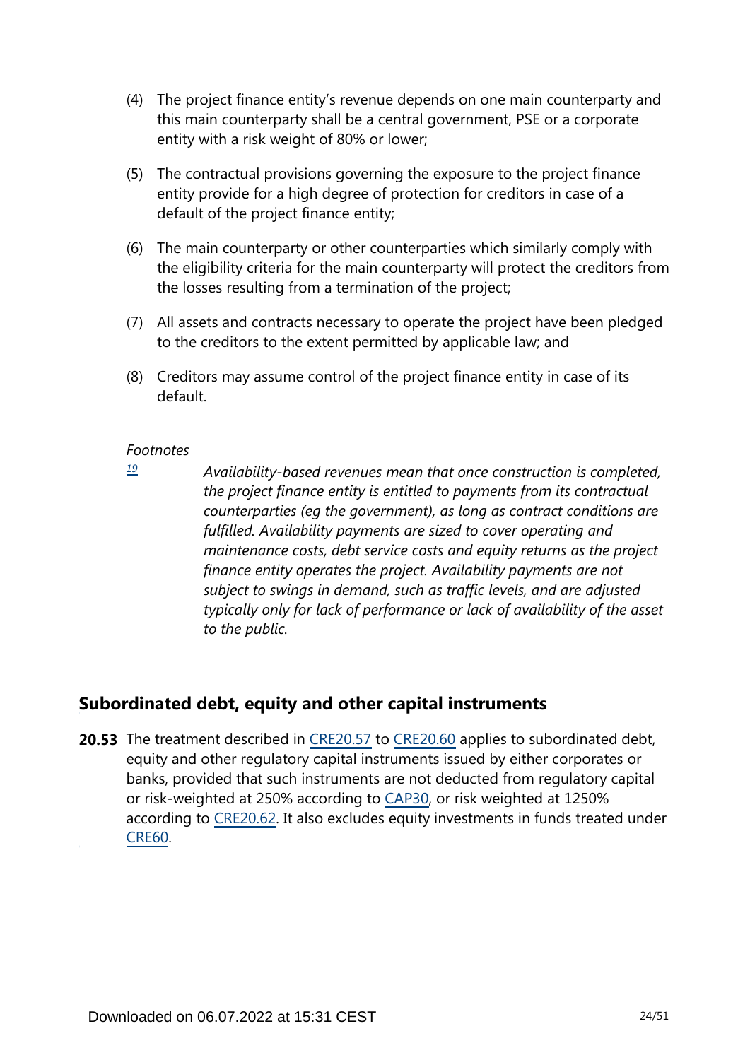(4) The project finance entity's revenue depends on one main counterparty and this main counterparty shall be a central government, PSE or a corporate entity with a risk weight of 80% or lower;

(5) The contractual provisions governing the exposure to the project finance entity provide for a high degree of protection for creditors in case of a default of the project finance entity;

(6) The main counterparty or other counterparties which similarly comply with the eligibility criteria for the main counterparty will protect the creditors from the losses resulting from a termination of the project;

(7) All assets and contracts necessary to operate the project have been pledged to the creditors to the extent permitted by applicable law; and

(8) Creditors may assume control of the project finance entity in case of its default.

*Footnotes*

[19] *Availability-based revenues mean that once construction is completed, the project finance entity is entitled to payments from its contractual counterparties (eg the government), as long as contract conditions are fulfilled. Availability payments are sized to cover operating and maintenance costs, debt service costs and equity returns as the project finance entity operates the project. Availability payments are not subject to swings in demand, such as traffic levels, and are adjusted typically only for lack of performance or lack of availability of the asset to the public.*

## Subordinated debt, equity and other capital instruments

**20.53** The treatment described in CRE20.57 to CRE20.60 applies to subordinated debt, equity and other regulatory capital instruments issued by either corporates or banks, provided that such instruments are not deducted from regulatory capital or risk-weighted at 250% according to CAP30, or risk weighted at 1250% according to CRE20.62. It also excludes equity investments in funds treated under CRE60.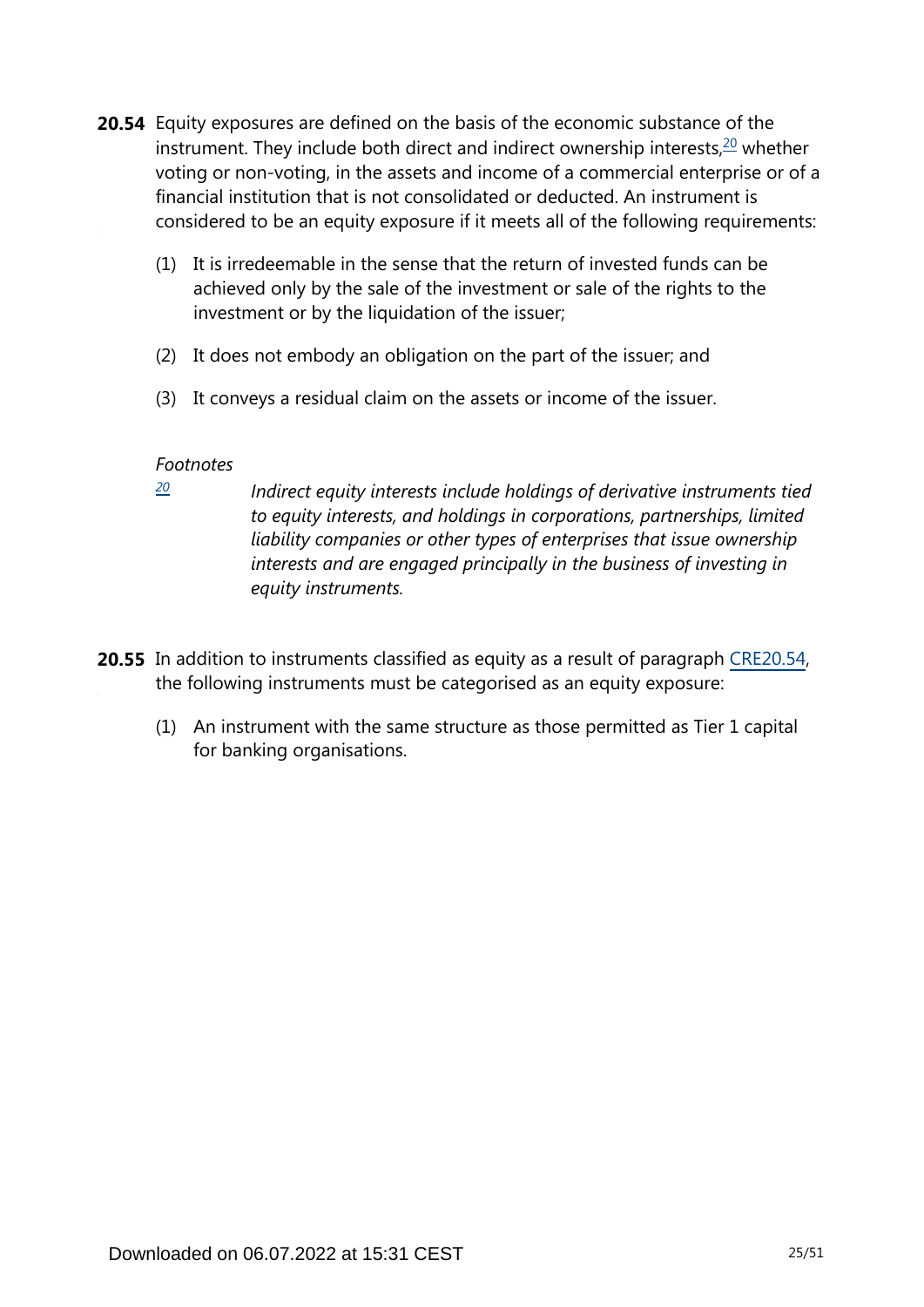**20.54** Equity exposures are defined on the basis of the economic substance of the instrument. They include both direct and indirect ownership interests,[20] whether voting or non-voting, in the assets and income of a commercial enterprise or of a financial institution that is not consolidated or deducted. An instrument is considered to be an equity exposure if it meets all of the following requirements:

(1) It is irredeemable in the sense that the return of invested funds can be achieved only by the sale of the investment or sale of the rights to the investment or by the liquidation of the issuer;

(2) It does not embody an obligation on the part of the issuer; and

(3) It conveys a residual claim on the assets or income of the issuer.

*Footnotes*

[20] *Indirect equity interests include holdings of derivative instruments tied to equity interests, and holdings in corporations, partnerships, limited liability companies or other types of enterprises that issue ownership interests and are engaged principally in the business of investing in equity instruments.*

**20.55** In addition to instruments classified as equity as a result of paragraph CRE20.54, the following instruments must be categorised as an equity exposure:

(1) An instrument with the same structure as those permitted as Tier 1 capital for banking organisations.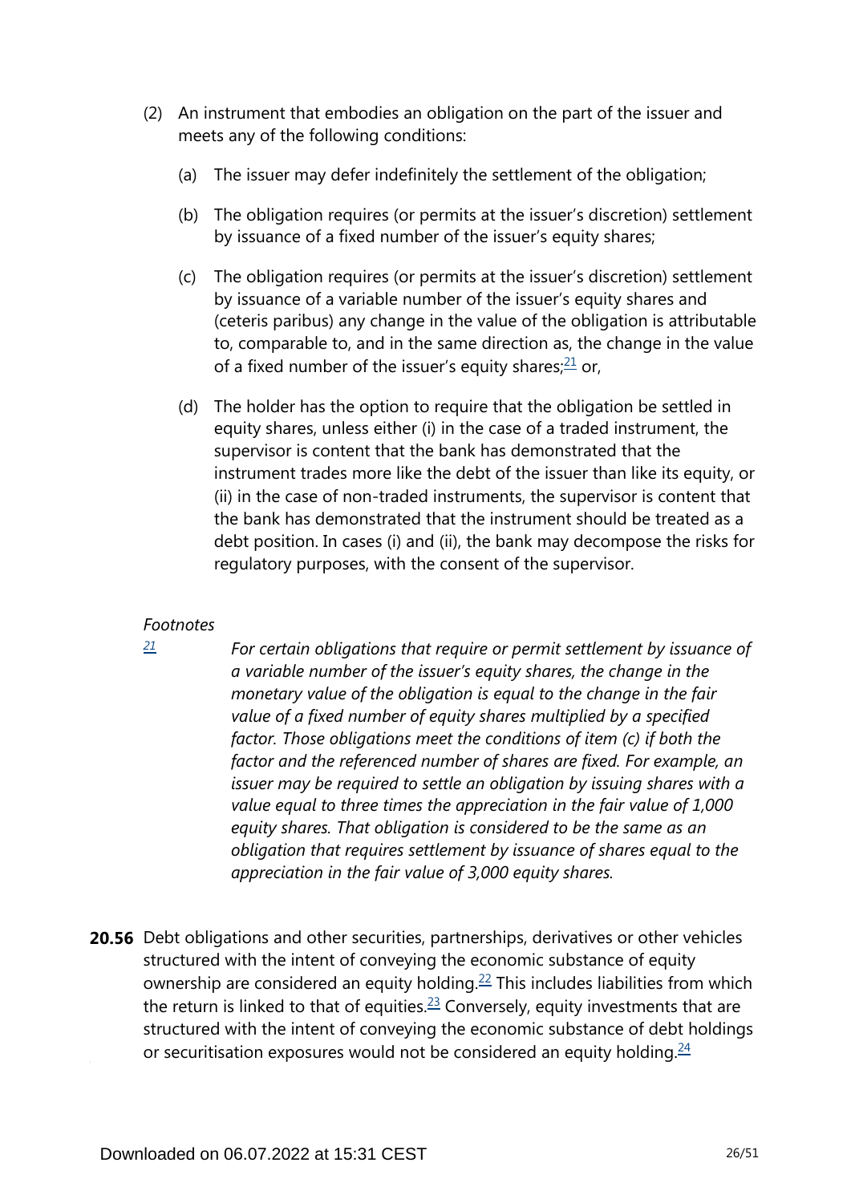(2) An instrument that embodies an obligation on the part of the issuer and meets any of the following conditions:

   (a) The issuer may defer indefinitely the settlement of the obligation;

   (b) The obligation requires (or permits at the issuer's discretion) settlement by issuance of a fixed number of the issuer's equity shares;

   (c) The obligation requires (or permits at the issuer's discretion) settlement by issuance of a variable number of the issuer's equity shares and (ceteris paribus) any change in the value of the obligation is attributable to, comparable to, and in the same direction as, the change in the value of a fixed number of the issuer's equity shares;[21] or,

   (d) The holder has the option to require that the obligation be settled in equity shares, unless either (i) in the case of a traded instrument, the supervisor is content that the bank has demonstrated that the instrument trades more like the debt of the issuer than like its equity, or (ii) in the case of non-traded instruments, the supervisor is content that the bank has demonstrated that the instrument should be treated as a debt position. In cases (i) and (ii), the bank may decompose the risks for regulatory purposes, with the consent of the supervisor.

*Footnotes*

[21] *For certain obligations that require or permit settlement by issuance of a variable number of the issuer's equity shares, the change in the monetary value of the obligation is equal to the change in the fair value of a fixed number of equity shares multiplied by a specified factor. Those obligations meet the conditions of item (c) if both the factor and the referenced number of shares are fixed. For example, an issuer may be required to settle an obligation by issuing shares with a value equal to three times the appreciation in the fair value of 1,000 equity shares. That obligation is considered to be the same as an obligation that requires settlement by issuance of shares equal to the appreciation in the fair value of 3,000 equity shares.*

**20.56** Debt obligations and other securities, partnerships, derivatives or other vehicles structured with the intent of conveying the economic substance of equity ownership are considered an equity holding.[22] This includes liabilities from which the return is linked to that of equities.[23] Conversely, equity investments that are structured with the intent of conveying the economic substance of debt holdings or securitisation exposures would not be considered an equity holding.[24]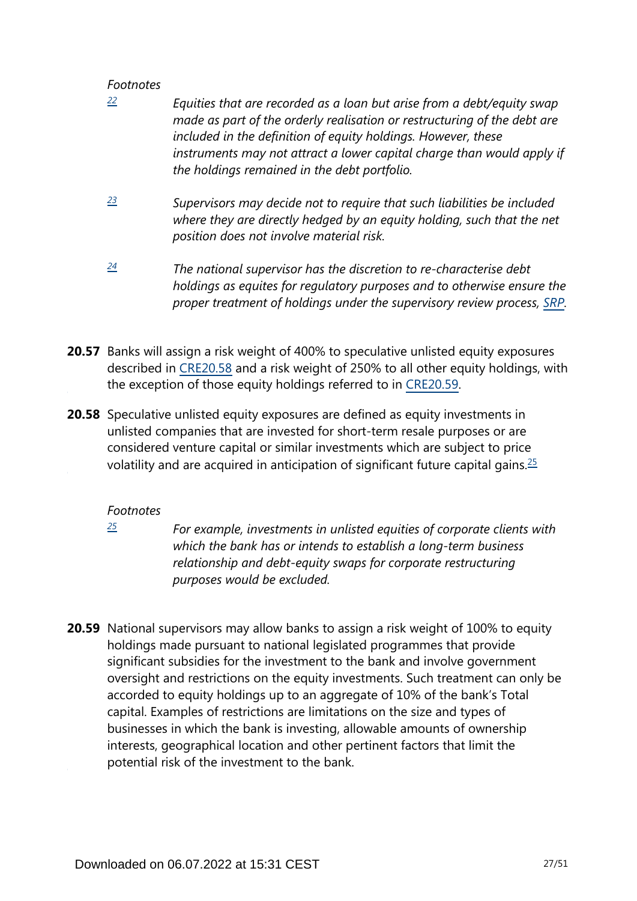*Footnotes*

[22] *Equities that are recorded as a loan but arise from a debt/equity swap made as part of the orderly realisation or restructuring of the debt are included in the definition of equity holdings. However, these instruments may not attract a lower capital charge than would apply if the holdings remained in the debt portfolio.*

[23] *Supervisors may decide not to require that such liabilities be included where they are directly hedged by an equity holding, such that the net position does not involve material risk.*

[24] *The national supervisor has the discretion to re-characterise debt holdings as equites for regulatory purposes and to otherwise ensure the proper treatment of holdings under the supervisory review process, SRP.*

**20.57** Banks will assign a risk weight of 400% to speculative unlisted equity exposures described in CRE20.58 and a risk weight of 250% to all other equity holdings, with the exception of those equity holdings referred to in CRE20.59.

**20.58** Speculative unlisted equity exposures are defined as equity investments in unlisted companies that are invested for short-term resale purposes or are considered venture capital or similar investments which are subject to price volatility and are acquired in anticipation of significant future capital gains.[25]

*Footnotes*

[25] *For example, investments in unlisted equities of corporate clients with which the bank has or intends to establish a long-term business relationship and debt-equity swaps for corporate restructuring purposes would be excluded.*

**20.59** National supervisors may allow banks to assign a risk weight of 100% to equity holdings made pursuant to national legislated programmes that provide significant subsidies for the investment to the bank and involve government oversight and restrictions on the equity investments. Such treatment can only be accorded to equity holdings up to an aggregate of 10% of the bank's Total capital. Examples of restrictions are limitations on the size and types of businesses in which the bank is investing, allowable amounts of ownership interests, geographical location and other pertinent factors that limit the potential risk of the investment to the bank.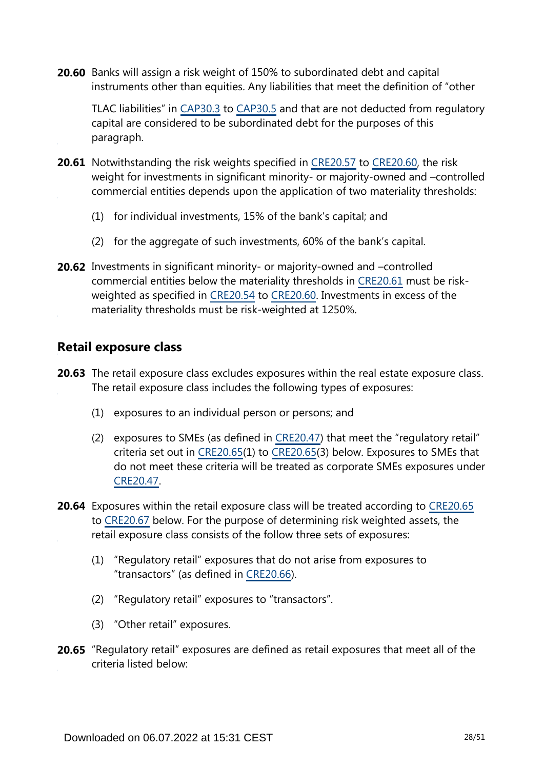**20.60** Banks will assign a risk weight of 150% to subordinated debt and capital instruments other than equities. Any liabilities that meet the definition of "other TLAC liabilities" in CAP30.3 to CAP30.5 and that are not deducted from regulatory capital are considered to be subordinated debt for the purposes of this paragraph.

**20.61** Notwithstanding the risk weights specified in CRE20.57 to CRE20.60, the risk weight for investments in significant minority- or majority-owned and –controlled commercial entities depends upon the application of two materiality thresholds:

(1) for individual investments, 15% of the bank's capital; and

(2) for the aggregate of such investments, 60% of the bank's capital.

**20.62** Investments in significant minority- or majority-owned and –controlled commercial entities below the materiality thresholds in CRE20.61 must be risk-weighted as specified in CRE20.54 to CRE20.60. Investments in excess of the materiality thresholds must be risk-weighted at 1250%.

## Retail exposure class

**20.63** The retail exposure class excludes exposures within the real estate exposure class. The retail exposure class includes the following types of exposures:

(1) exposures to an individual person or persons; and

(2) exposures to SMEs (as defined in CRE20.47) that meet the "regulatory retail" criteria set out in CRE20.65(1) to CRE20.65(3) below. Exposures to SMEs that do not meet these criteria will be treated as corporate SMEs exposures under CRE20.47.

**20.64** Exposures within the retail exposure class will be treated according to CRE20.65 to CRE20.67 below. For the purpose of determining risk weighted assets, the retail exposure class consists of the follow three sets of exposures:

(1) "Regulatory retail" exposures that do not arise from exposures to "transactors" (as defined in CRE20.66).

(2) "Regulatory retail" exposures to "transactors".

(3) "Other retail" exposures.

**20.65** "Regulatory retail" exposures are defined as retail exposures that meet all of the criteria listed below: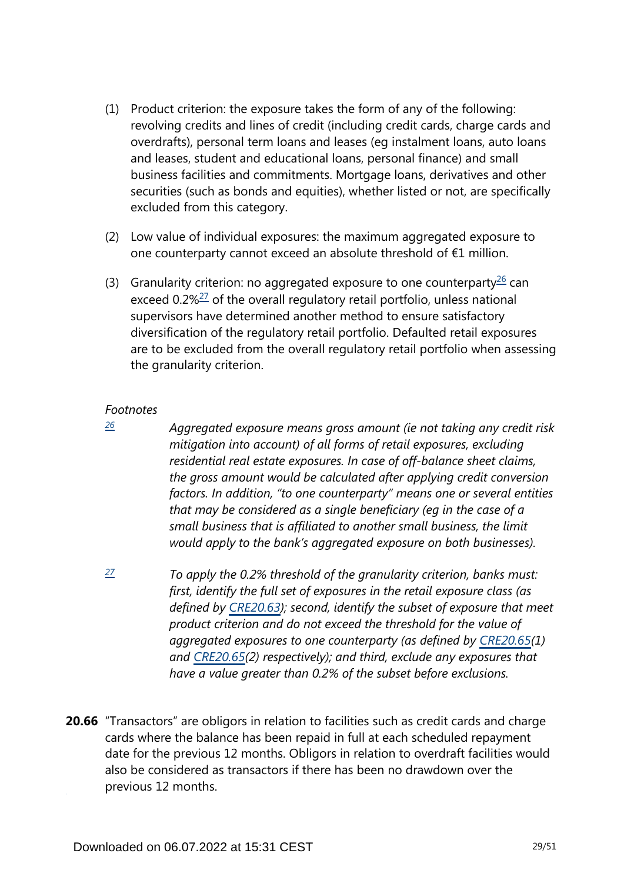(1) Product criterion: the exposure takes the form of any of the following: revolving credits and lines of credit (including credit cards, charge cards and overdrafts), personal term loans and leases (eg instalment loans, auto loans and leases, student and educational loans, personal finance) and small business facilities and commitments. Mortgage loans, derivatives and other securities (such as bonds and equities), whether listed or not, are specifically excluded from this category.

(2) Low value of individual exposures: the maximum aggregated exposure to one counterparty cannot exceed an absolute threshold of €1 million.

(3) Granularity criterion: no aggregated exposure to one counterparty[26] can exceed 0.2%[27] of the overall regulatory retail portfolio, unless national supervisors have determined another method to ensure satisfactory diversification of the regulatory retail portfolio. Defaulted retail exposures are to be excluded from the overall regulatory retail portfolio when assessing the granularity criterion.

*Footnotes*

[26] *Aggregated exposure means gross amount (ie not taking any credit risk mitigation into account) of all forms of retail exposures, excluding residential real estate exposures. In case of off-balance sheet claims, the gross amount would be calculated after applying credit conversion factors. In addition, "to one counterparty" means one or several entities that may be considered as a single beneficiary (eg in the case of a small business that is affiliated to another small business, the limit would apply to the bank's aggregated exposure on both businesses).*

[27] *To apply the 0.2% threshold of the granularity criterion, banks must: first, identify the full set of exposures in the retail exposure class (as defined by CRE20.63); second, identify the subset of exposure that meet product criterion and do not exceed the threshold for the value of aggregated exposures to one counterparty (as defined by CRE20.65(1) and CRE20.65(2) respectively); and third, exclude any exposures that have a value greater than 0.2% of the subset before exclusions.*

**20.66** "Transactors" are obligors in relation to facilities such as credit cards and charge cards where the balance has been repaid in full at each scheduled repayment date for the previous 12 months. Obligors in relation to overdraft facilities would also be considered as transactors if there has been no drawdown over the previous 12 months.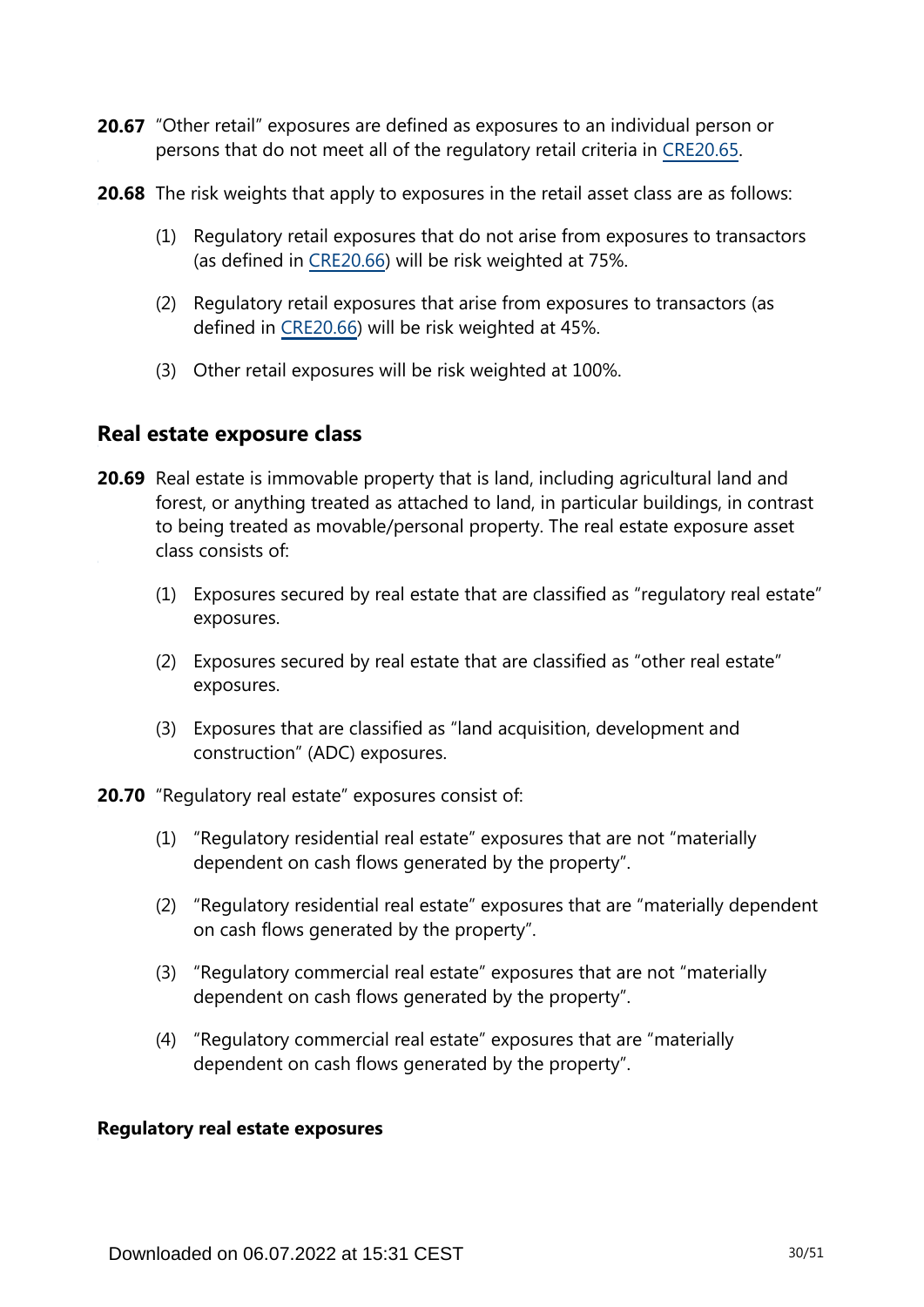**20.67** "Other retail" exposures are defined as exposures to an individual person or persons that do not meet all of the regulatory retail criteria in CRE20.65.

**20.68** The risk weights that apply to exposures in the retail asset class are as follows:

(1) Regulatory retail exposures that do not arise from exposures to transactors (as defined in CRE20.66) will be risk weighted at 75%.

(2) Regulatory retail exposures that arise from exposures to transactors (as defined in CRE20.66) will be risk weighted at 45%.

(3) Other retail exposures will be risk weighted at 100%.

## Real estate exposure class

**20.69** Real estate is immovable property that is land, including agricultural land and forest, or anything treated as attached to land, in particular buildings, in contrast to being treated as movable/personal property. The real estate exposure asset class consists of:

(1) Exposures secured by real estate that are classified as "regulatory real estate" exposures.

(2) Exposures secured by real estate that are classified as "other real estate" exposures.

(3) Exposures that are classified as "land acquisition, development and construction" (ADC) exposures.

**20.70** "Regulatory real estate" exposures consist of:

(1) "Regulatory residential real estate" exposures that are not "materially dependent on cash flows generated by the property".

(2) "Regulatory residential real estate" exposures that are "materially dependent on cash flows generated by the property".

(3) "Regulatory commercial real estate" exposures that are not "materially dependent on cash flows generated by the property".

(4) "Regulatory commercial real estate" exposures that are "materially dependent on cash flows generated by the property".

### Regulatory real estate exposures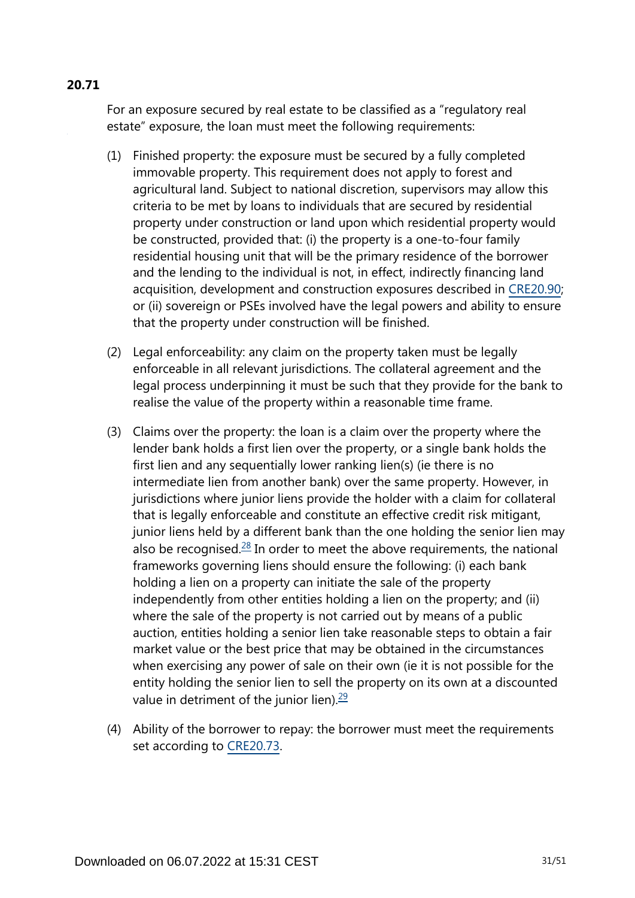**20.71**

For an exposure secured by real estate to be classified as a "regulatory real estate" exposure, the loan must meet the following requirements:

(1) Finished property: the exposure must be secured by a fully completed immovable property. This requirement does not apply to forest and agricultural land. Subject to national discretion, supervisors may allow this criteria to be met by loans to individuals that are secured by residential property under construction or land upon which residential property would be constructed, provided that: (i) the property is a one-to-four family residential housing unit that will be the primary residence of the borrower and the lending to the individual is not, in effect, indirectly financing land acquisition, development and construction exposures described in CRE20.90; or (ii) sovereign or PSEs involved have the legal powers and ability to ensure that the property under construction will be finished.

(2) Legal enforceability: any claim on the property taken must be legally enforceable in all relevant jurisdictions. The collateral agreement and the legal process underpinning it must be such that they provide for the bank to realise the value of the property within a reasonable time frame.

(3) Claims over the property: the loan is a claim over the property where the lender bank holds a first lien over the property, or a single bank holds the first lien and any sequentially lower ranking lien(s) (ie there is no intermediate lien from another bank) over the same property. However, in jurisdictions where junior liens provide the holder with a claim for collateral that is legally enforceable and constitute an effective credit risk mitigant, junior liens held by a different bank than the one holding the senior lien may also be recognised.[28] In order to meet the above requirements, the national frameworks governing liens should ensure the following: (i) each bank holding a lien on a property can initiate the sale of the property independently from other entities holding a lien on the property; and (ii) where the sale of the property is not carried out by means of a public auction, entities holding a senior lien take reasonable steps to obtain a fair market value or the best price that may be obtained in the circumstances when exercising any power of sale on their own (ie it is not possible for the entity holding the senior lien to sell the property on its own at a discounted value in detriment of the junior lien).[29]

(4) Ability of the borrower to repay: the borrower must meet the requirements set according to CRE20.73.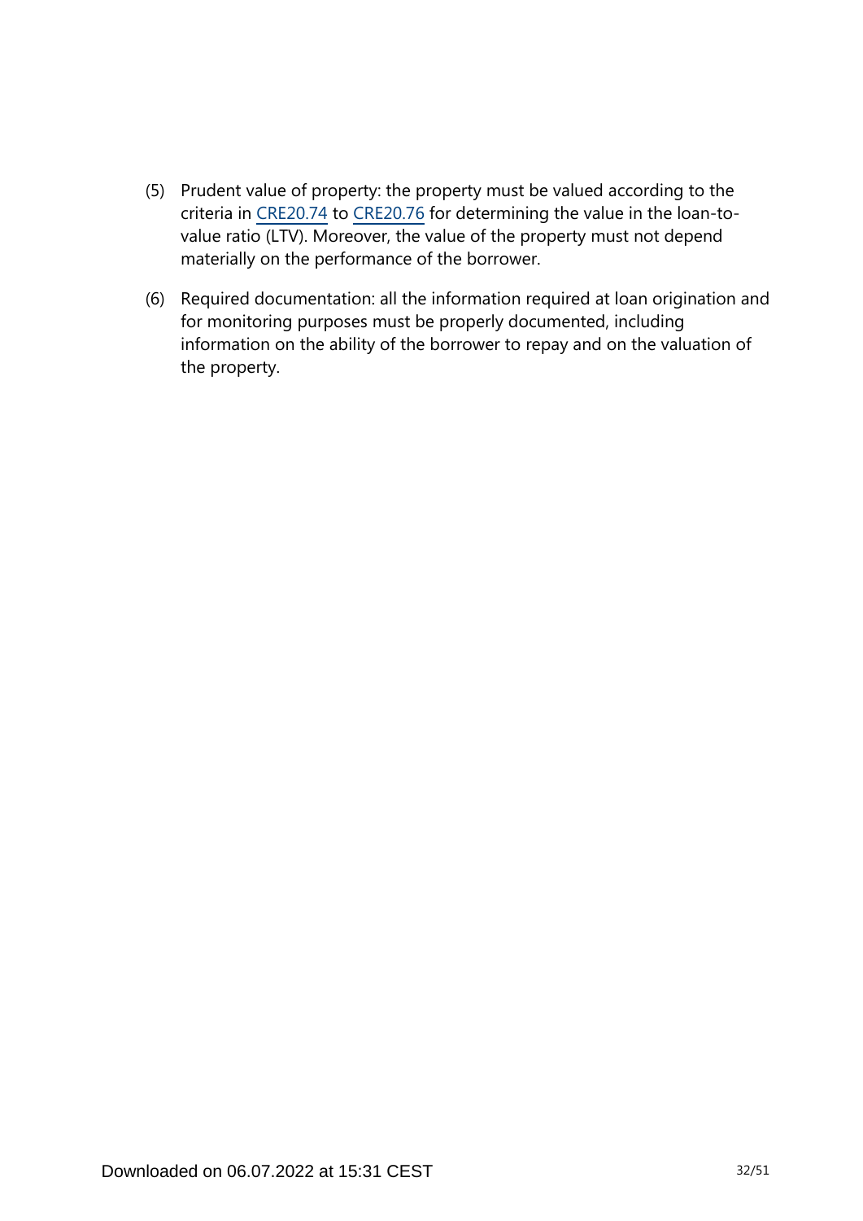(5) Prudent value of property: the property must be valued according to the criteria in CRE20.74 to CRE20.76 for determining the value in the loan-to-value ratio (LTV). Moreover, the value of the property must not depend materially on the performance of the borrower.

(6) Required documentation: all the information required at loan origination and for monitoring purposes must be properly documented, including information on the ability of the borrower to repay and on the valuation of the property.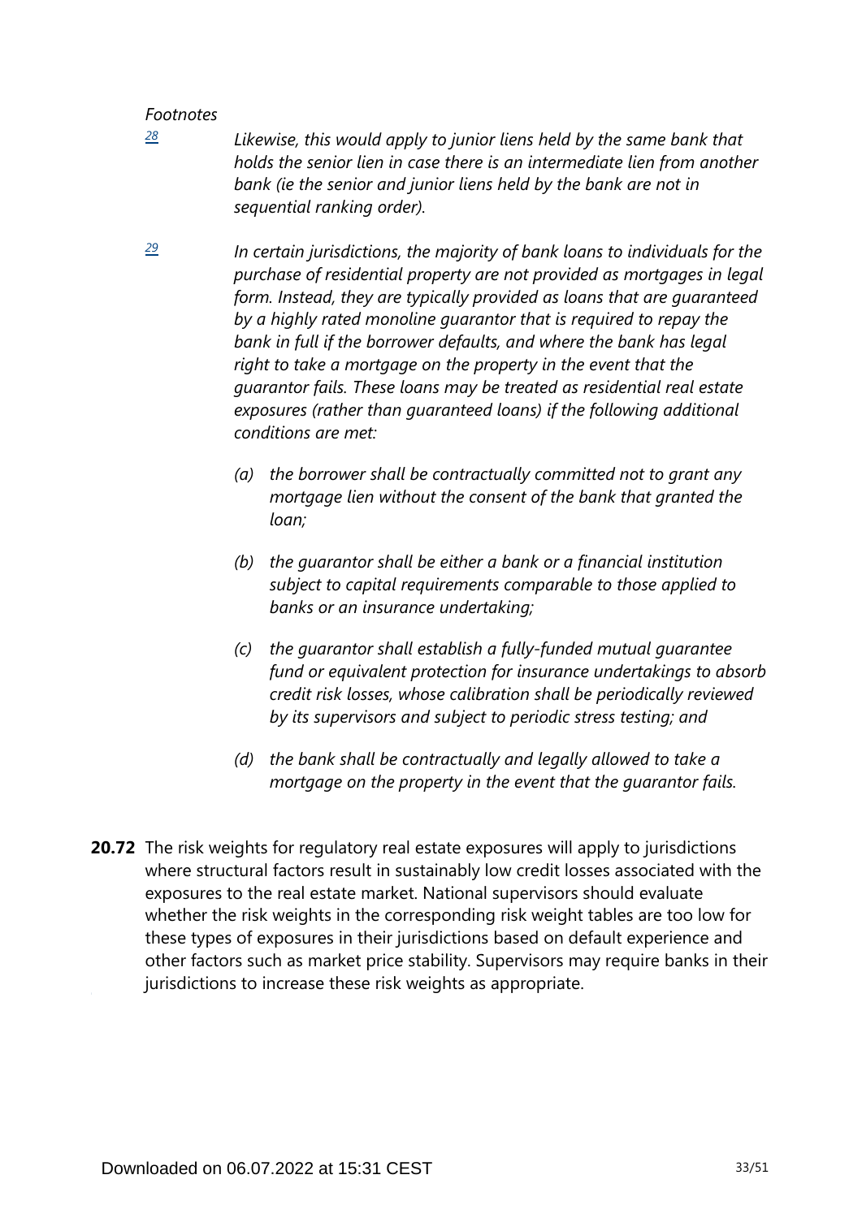*Footnotes*

[28] *Likewise, this would apply to junior liens held by the same bank that holds the senior lien in case there is an intermediate lien from another bank (ie the senior and junior liens held by the bank are not in sequential ranking order).*

[29] *In certain jurisdictions, the majority of bank loans to individuals for the purchase of residential property are not provided as mortgages in legal form. Instead, they are typically provided as loans that are guaranteed by a highly rated monoline guarantor that is required to repay the bank in full if the borrower defaults, and where the bank has legal right to take a mortgage on the property in the event that the guarantor fails. These loans may be treated as residential real estate exposures (rather than guaranteed loans) if the following additional conditions are met:*

- *(a) the borrower shall be contractually committed not to grant any mortgage lien without the consent of the bank that granted the loan;*
- *(b) the guarantor shall be either a bank or a financial institution subject to capital requirements comparable to those applied to banks or an insurance undertaking;*
- *(c) the guarantor shall establish a fully-funded mutual guarantee fund or equivalent protection for insurance undertakings to absorb credit risk losses, whose calibration shall be periodically reviewed by its supervisors and subject to periodic stress testing; and*
- *(d) the bank shall be contractually and legally allowed to take a mortgage on the property in the event that the guarantor fails.*

**20.72** The risk weights for regulatory real estate exposures will apply to jurisdictions where structural factors result in sustainably low credit losses associated with the exposures to the real estate market. National supervisors should evaluate whether the risk weights in the corresponding risk weight tables are too low for these types of exposures in their jurisdictions based on default experience and other factors such as market price stability. Supervisors may require banks in their jurisdictions to increase these risk weights as appropriate.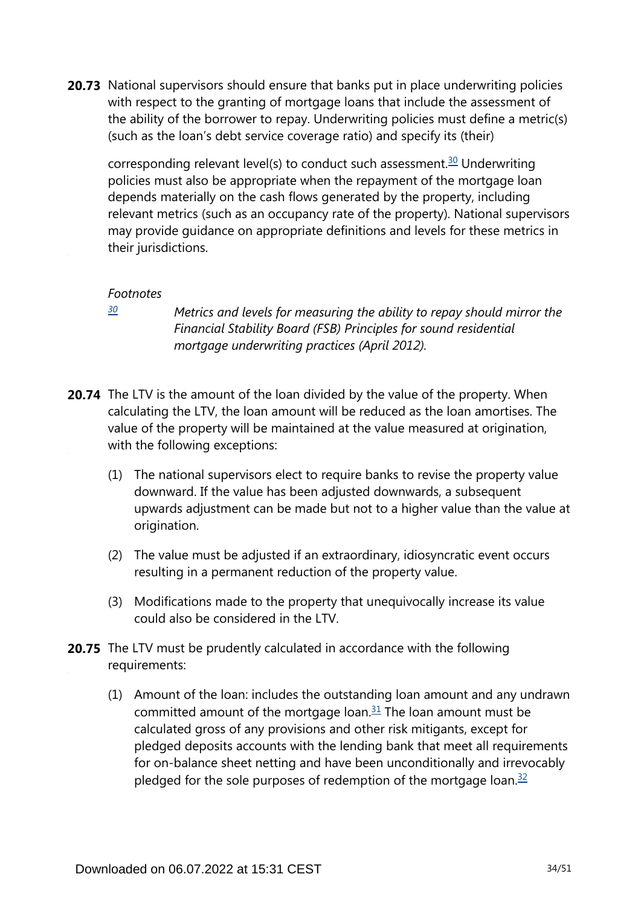**20.73** National supervisors should ensure that banks put in place underwriting policies with respect to the granting of mortgage loans that include the assessment of the ability of the borrower to repay. Underwriting policies must define a metric(s) (such as the loan's debt service coverage ratio) and specify its (their) corresponding relevant level(s) to conduct such assessment.[30] Underwriting policies must also be appropriate when the repayment of the mortgage loan depends materially on the cash flows generated by the property, including relevant metrics (such as an occupancy rate of the property). National supervisors may provide guidance on appropriate definitions and levels for these metrics in their jurisdictions.

*Footnotes*

[30] *Metrics and levels for measuring the ability to repay should mirror the Financial Stability Board (FSB) Principles for sound residential mortgage underwriting practices (April 2012).*

**20.74** The LTV is the amount of the loan divided by the value of the property. When calculating the LTV, the loan amount will be reduced as the loan amortises. The value of the property will be maintained at the value measured at origination, with the following exceptions:

(1) The national supervisors elect to require banks to revise the property value downward. If the value has been adjusted downwards, a subsequent upwards adjustment can be made but not to a higher value than the value at origination.

(2) The value must be adjusted if an extraordinary, idiosyncratic event occurs resulting in a permanent reduction of the property value.

(3) Modifications made to the property that unequivocally increase its value could also be considered in the LTV.

**20.75** The LTV must be prudently calculated in accordance with the following requirements:

(1) Amount of the loan: includes the outstanding loan amount and any undrawn committed amount of the mortgage loan.[31] The loan amount must be calculated gross of any provisions and other risk mitigants, except for pledged deposits accounts with the lending bank that meet all requirements for on-balance sheet netting and have been unconditionally and irrevocably pledged for the sole purposes of redemption of the mortgage loan.[32]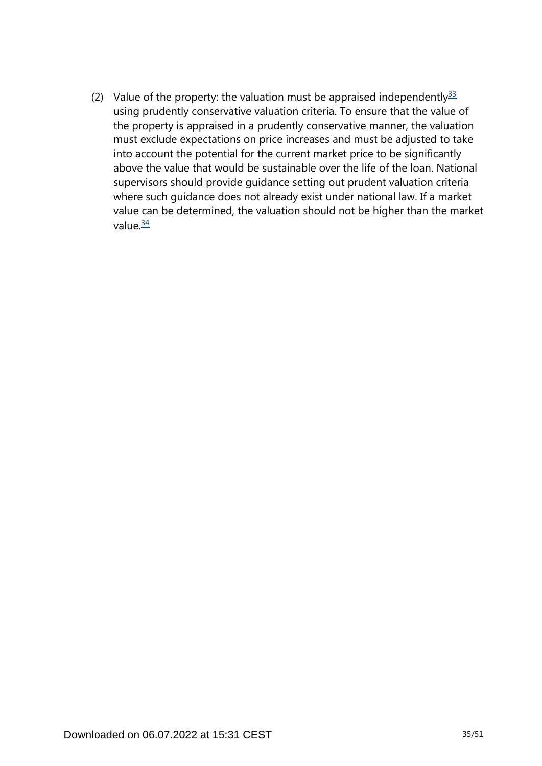(2) Value of the property: the valuation must be appraised independently[33] using prudently conservative valuation criteria. To ensure that the value of the property is appraised in a prudently conservative manner, the valuation must exclude expectations on price increases and must be adjusted to take into account the potential for the current market price to be significantly above the value that would be sustainable over the life of the loan. National supervisors should provide guidance setting out prudent valuation criteria where such guidance does not already exist under national law. If a market value can be determined, the valuation should not be higher than the market value.[34]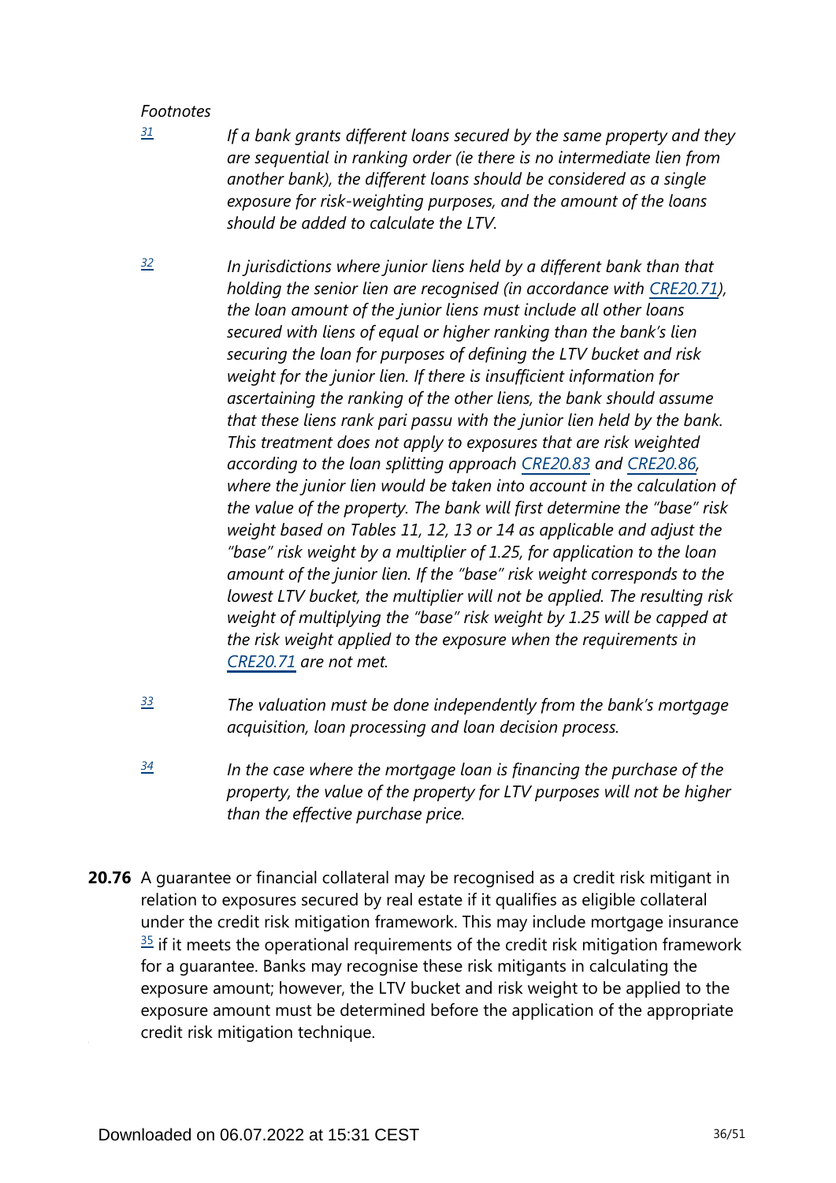*Footnotes*

[31] *If a bank grants different loans secured by the same property and they are sequential in ranking order (ie there is no intermediate lien from another bank), the different loans should be considered as a single exposure for risk-weighting purposes, and the amount of the loans should be added to calculate the LTV.*

[32] *In jurisdictions where junior liens held by a different bank than that holding the senior lien are recognised (in accordance with CRE20.71), the loan amount of the junior liens must include all other loans secured with liens of equal or higher ranking than the bank's lien securing the loan for purposes of defining the LTV bucket and risk weight for the junior lien. If there is insufficient information for ascertaining the ranking of the other liens, the bank should assume that these liens rank pari passu with the junior lien held by the bank. This treatment does not apply to exposures that are risk weighted according to the loan splitting approach CRE20.83 and CRE20.86, where the junior lien would be taken into account in the calculation of the value of the property. The bank will first determine the "base" risk weight based on Tables 11, 12, 13 or 14 as applicable and adjust the "base" risk weight by a multiplier of 1.25, for application to the loan amount of the junior lien. If the "base" risk weight corresponds to the lowest LTV bucket, the multiplier will not be applied. The resulting risk weight of multiplying the "base" risk weight by 1.25 will be capped at the risk weight applied to the exposure when the requirements in CRE20.71 are not met.*

[33] *The valuation must be done independently from the bank's mortgage acquisition, loan processing and loan decision process.*

[34] *In the case where the mortgage loan is financing the purchase of the property, the value of the property for LTV purposes will not be higher than the effective purchase price.*

**20.76** A guarantee or financial collateral may be recognised as a credit risk mitigant in relation to exposures secured by real estate if it qualifies as eligible collateral under the credit risk mitigation framework. This may include mortgage insurance [35] if it meets the operational requirements of the credit risk mitigation framework for a guarantee. Banks may recognise these risk mitigants in calculating the exposure amount; however, the LTV bucket and risk weight to be applied to the exposure amount must be determined before the application of the appropriate credit risk mitigation technique.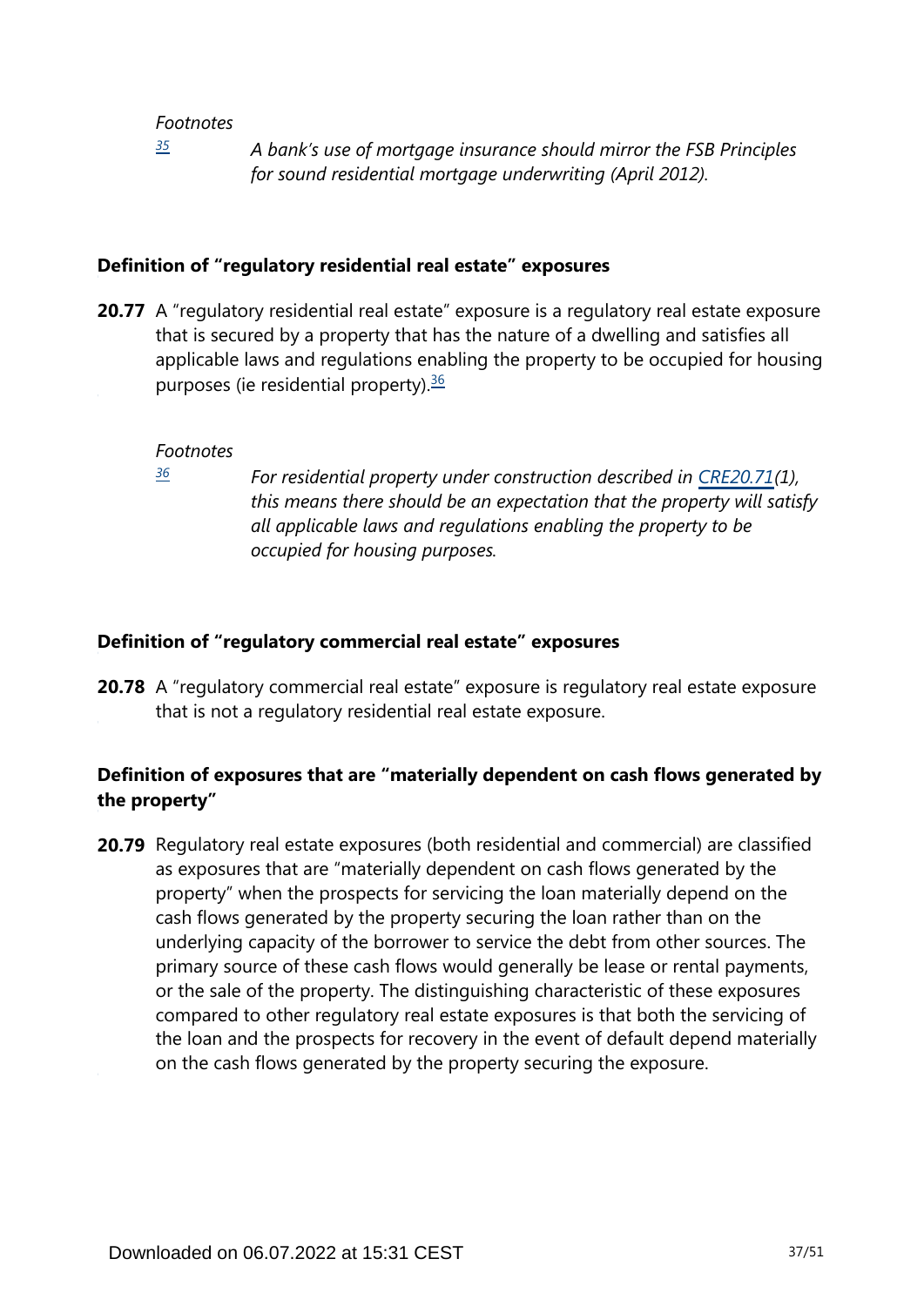*Footnotes*

[35] *A bank's use of mortgage insurance should mirror the FSB Principles for sound residential mortgage underwriting (April 2012).*

### Definition of "regulatory residential real estate" exposures

**20.77** A "regulatory residential real estate" exposure is a regulatory real estate exposure that is secured by a property that has the nature of a dwelling and satisfies all applicable laws and regulations enabling the property to be occupied for housing purposes (ie residential property).[36]

*Footnotes*

[36] *For residential property under construction described in CRE20.71(1), this means there should be an expectation that the property will satisfy all applicable laws and regulations enabling the property to be occupied for housing purposes.*

### Definition of "regulatory commercial real estate" exposures

**20.78** A "regulatory commercial real estate" exposure is regulatory real estate exposure that is not a regulatory residential real estate exposure.

### Definition of exposures that are "materially dependent on cash flows generated by the property"

**20.79** Regulatory real estate exposures (both residential and commercial) are classified as exposures that are "materially dependent on cash flows generated by the property" when the prospects for servicing the loan materially depend on the cash flows generated by the property securing the loan rather than on the underlying capacity of the borrower to service the debt from other sources. The primary source of these cash flows would generally be lease or rental payments, or the sale of the property. The distinguishing characteristic of these exposures compared to other regulatory real estate exposures is that both the servicing of the loan and the prospects for recovery in the event of default depend materially on the cash flows generated by the property securing the exposure.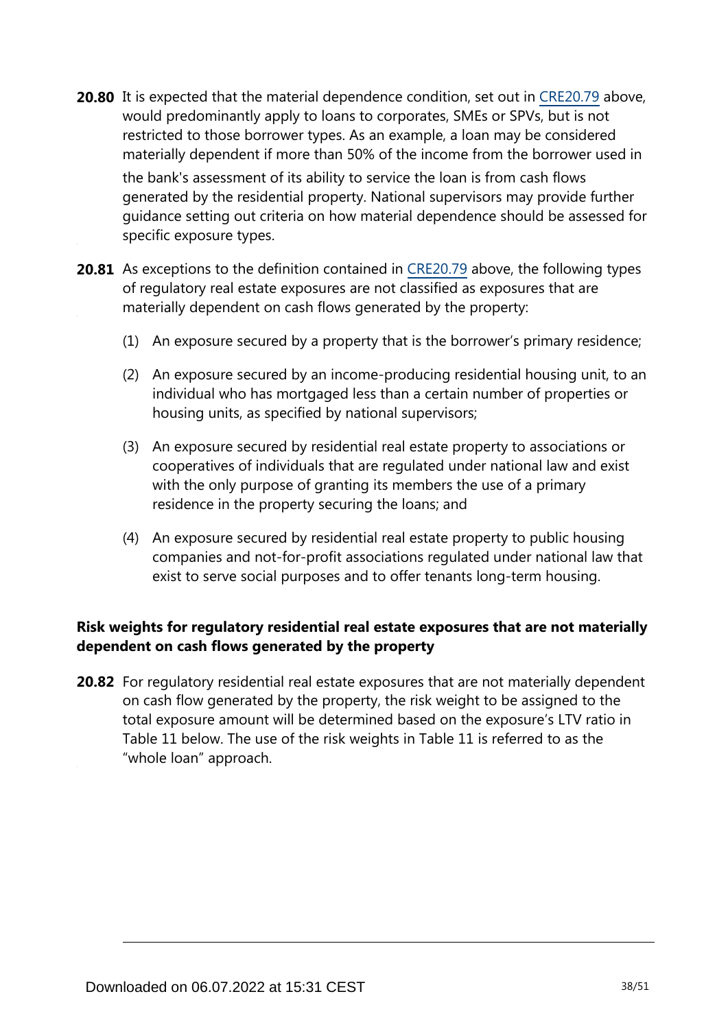**20.80** It is expected that the material dependence condition, set out in CRE20.79 above, would predominantly apply to loans to corporates, SMEs or SPVs, but is not restricted to those borrower types. As an example, a loan may be considered materially dependent if more than 50% of the income from the borrower used in the bank's assessment of its ability to service the loan is from cash flows generated by the residential property. National supervisors may provide further guidance setting out criteria on how material dependence should be assessed for specific exposure types.

**20.81** As exceptions to the definition contained in CRE20.79 above, the following types of regulatory real estate exposures are not classified as exposures that are materially dependent on cash flows generated by the property:

(1) An exposure secured by a property that is the borrower's primary residence;

(2) An exposure secured by an income-producing residential housing unit, to an individual who has mortgaged less than a certain number of properties or housing units, as specified by national supervisors;

(3) An exposure secured by residential real estate property to associations or cooperatives of individuals that are regulated under national law and exist with the only purpose of granting its members the use of a primary residence in the property securing the loans; and

(4) An exposure secured by residential real estate property to public housing companies and not-for-profit associations regulated under national law that exist to serve social purposes and to offer tenants long-term housing.

### Risk weights for regulatory residential real estate exposures that are not materially dependent on cash flows generated by the property

**20.82** For regulatory residential real estate exposures that are not materially dependent on cash flow generated by the property, the risk weight to be assigned to the total exposure amount will be determined based on the exposure's LTV ratio in Table 11 below. The use of the risk weights in Table 11 is referred to as the "whole loan" approach.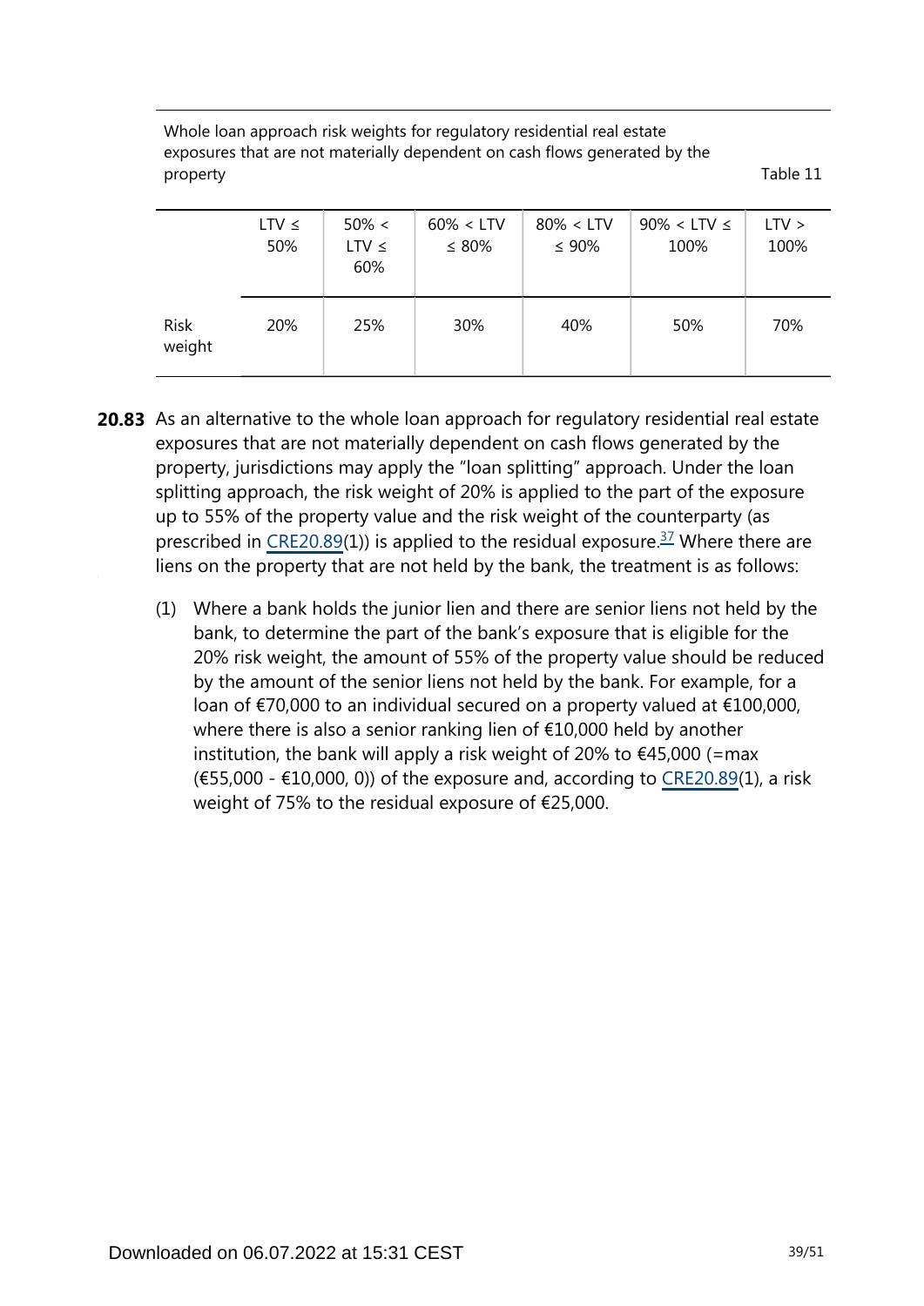Whole loan approach risk weights for regulatory residential real estate exposures that are not materially dependent on cash flows generated by the property Table 11

| | LTV ≤ 50% | 50% < LTV ≤ 60% | 60% < LTV ≤ 80% | 80% < LTV ≤ 90% | 90% < LTV ≤ 100% | LTV > 100% |
|---|---|---|---|---|---|---|
| Risk weight | 20% | 25% | 30% | 40% | 50% | 70% |

**20.83** As an alternative to the whole loan approach for regulatory residential real estate exposures that are not materially dependent on cash flows generated by the property, jurisdictions may apply the "loan splitting" approach. Under the loan splitting approach, the risk weight of 20% is applied to the part of the exposure up to 55% of the property value and the risk weight of the counterparty (as prescribed in CRE20.89(1)) is applied to the residual exposure.[37] Where there are liens on the property that are not held by the bank, the treatment is as follows:

(1) Where a bank holds the junior lien and there are senior liens not held by the bank, to determine the part of the bank's exposure that is eligible for the 20% risk weight, the amount of 55% of the property value should be reduced by the amount of the senior liens not held by the bank. For example, for a loan of €70,000 to an individual secured on a property valued at €100,000, where there is also a senior ranking lien of €10,000 held by another institution, the bank will apply a risk weight of 20% to €45,000 (=max (€55,000 - €10,000, 0)) of the exposure and, according to CRE20.89(1), a risk weight of 75% to the residual exposure of €25,000.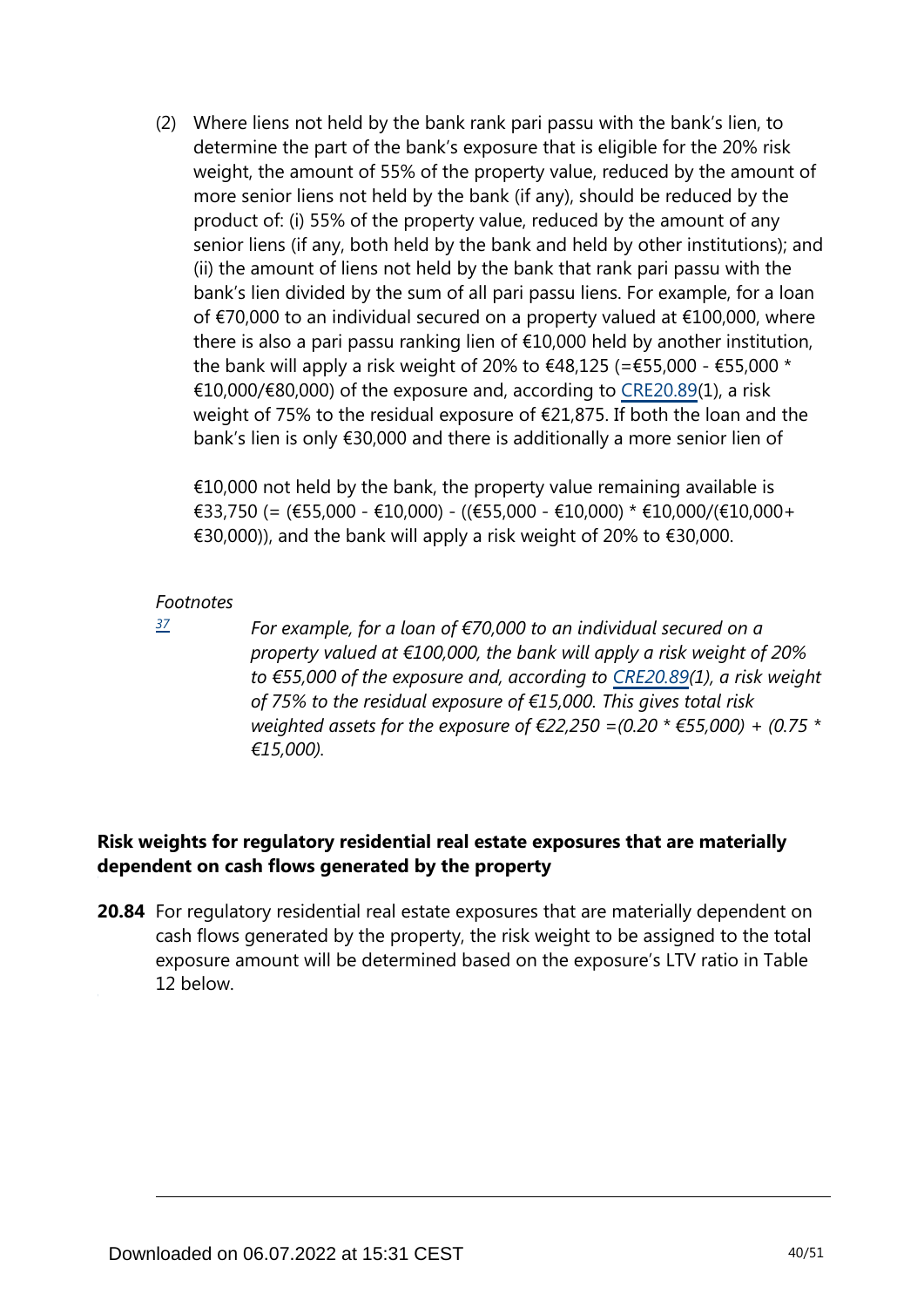(2) Where liens not held by the bank rank pari passu with the bank's lien, to determine the part of the bank's exposure that is eligible for the 20% risk weight, the amount of 55% of the property value, reduced by the amount of more senior liens not held by the bank (if any), should be reduced by the product of: (i) 55% of the property value, reduced by the amount of any senior liens (if any, both held by the bank and held by other institutions); and (ii) the amount of liens not held by the bank that rank pari passu with the bank's lien divided by the sum of all pari passu liens. For example, for a loan of €70,000 to an individual secured on a property valued at €100,000, where there is also a pari passu ranking lien of €10,000 held by another institution, the bank will apply a risk weight of 20% to €48,125 (=€55,000 - €55,000 * €10,000/€80,000) of the exposure and, according to CRE20.89(1), a risk weight of 75% to the residual exposure of €21,875. If both the loan and the bank's lien is only €30,000 and there is additionally a more senior lien of €10,000 not held by the bank, the property value remaining available is €33,750 (= (€55,000 - €10,000) - ((€55,000 - €10,000) * €10,000/(€10,000+ €30,000)), and the bank will apply a risk weight of 20% to €30,000.

*Footnotes*

[37] *For example, for a loan of €70,000 to an individual secured on a property valued at €100,000, the bank will apply a risk weight of 20% to €55,000 of the exposure and, according to CRE20.89(1), a risk weight of 75% to the residual exposure of €15,000. This gives total risk weighted assets for the exposure of €22,250 =(0.20 * €55,000) + (0.75 * €15,000).*

### Risk weights for regulatory residential real estate exposures that are materially dependent on cash flows generated by the property

**20.84** For regulatory residential real estate exposures that are materially dependent on cash flows generated by the property, the risk weight to be assigned to the total exposure amount will be determined based on the exposure's LTV ratio in Table 12 below.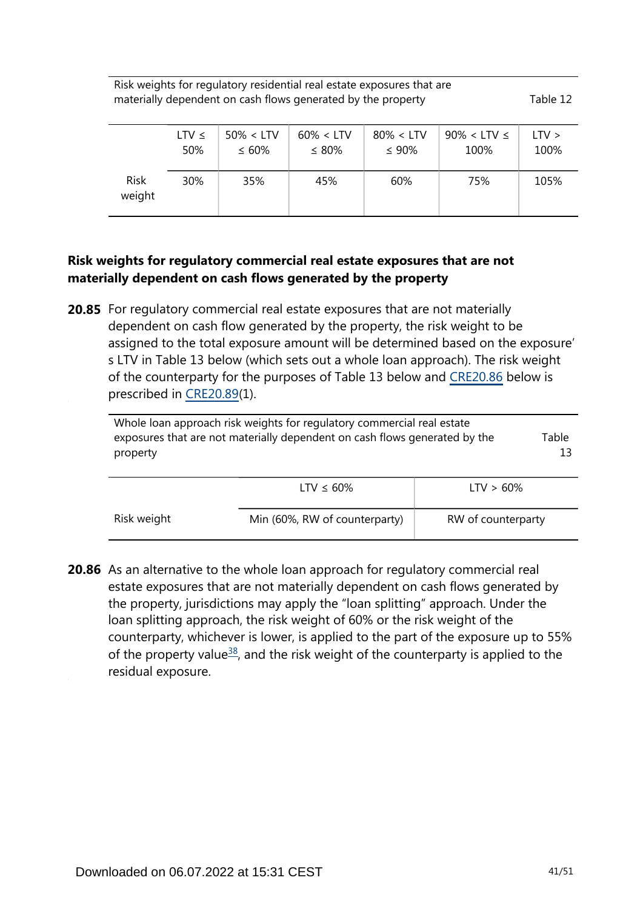Risk weights for regulatory residential real estate exposures that are materially dependent on cash flows generated by the property — Table 12

| | LTV ≤ 50% | 50% < LTV ≤ 60% | 60% < LTV ≤ 80% | 80% < LTV ≤ 90% | 90% < LTV ≤ 100% | LTV > 100% |
|---|---|---|---|---|---|---|
| Risk weight | 30% | 35% | 45% | 60% | 75% | 105% |

**Risk weights for regulatory commercial real estate exposures that are not materially dependent on cash flows generated by the property**

**20.85** For regulatory commercial real estate exposures that are not materially dependent on cash flow generated by the property, the risk weight to be assigned to the total exposure amount will be determined based on the exposure's LTV in Table 13 below (which sets out a whole loan approach). The risk weight of the counterparty for the purposes of Table 13 below and CRE20.86 below is prescribed in CRE20.89(1).

Whole loan approach risk weights for regulatory commercial real estate exposures that are not materially dependent on cash flows generated by the property — Table 13

| | LTV ≤ 60% | LTV > 60% |
|---|---|---|
| Risk weight | Min (60%, RW of counterparty) | RW of counterparty |

**20.86** As an alternative to the whole loan approach for regulatory commercial real estate exposures that are not materially dependent on cash flows generated by the property, jurisdictions may apply the "loan splitting" approach. Under the loan splitting approach, the risk weight of 60% or the risk weight of the counterparty, whichever is lower, is applied to the part of the exposure up to 55% of the property value[38], and the risk weight of the counterparty is applied to the residual exposure.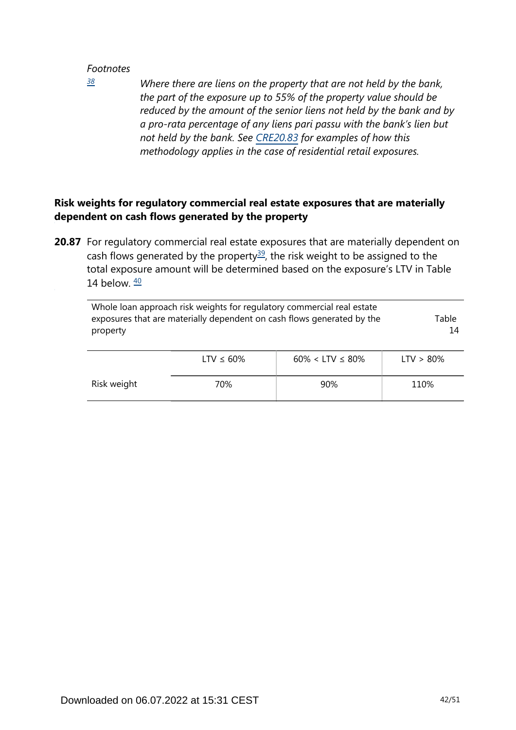*Footnotes*

[38] *Where there are liens on the property that are not held by the bank, the part of the exposure up to 55% of the property value should be reduced by the amount of the senior liens not held by the bank and by a pro-rata percentage of any liens pari passu with the bank's lien but not held by the bank. See CRE20.83 for examples of how this methodology applies in the case of residential retail exposures.*

### Risk weights for regulatory commercial real estate exposures that are materially dependent on cash flows generated by the property

**20.87** For regulatory commercial real estate exposures that are materially dependent on cash flows generated by the property[39], the risk weight to be assigned to the total exposure amount will be determined based on the exposure's LTV in Table 14 below. [40]

Whole loan approach risk weights for regulatory commercial real estate exposures that are materially dependent on cash flows generated by the property — Table 14

| | LTV ≤ 60% | 60% < LTV ≤ 80% | LTV > 80% |
|---|---|---|---|
| Risk weight | 70% | 90% | 110% |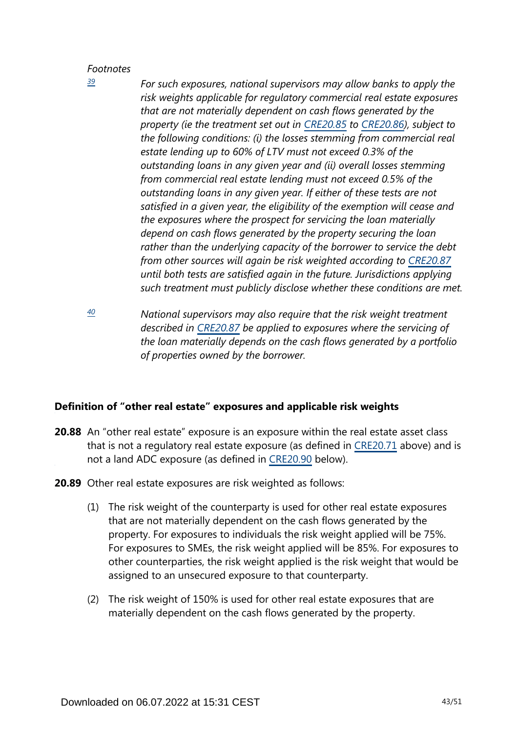*Footnotes*

[39] *For such exposures, national supervisors may allow banks to apply the risk weights applicable for regulatory commercial real estate exposures that are not materially dependent on cash flows generated by the property (ie the treatment set out in CRE20.85 to CRE20.86), subject to the following conditions: (i) the losses stemming from commercial real estate lending up to 60% of LTV must not exceed 0.3% of the outstanding loans in any given year and (ii) overall losses stemming from commercial real estate lending must not exceed 0.5% of the outstanding loans in any given year. If either of these tests are not satisfied in a given year, the eligibility of the exemption will cease and the exposures where the prospect for servicing the loan materially depend on cash flows generated by the property securing the loan rather than the underlying capacity of the borrower to service the debt from other sources will again be risk weighted according to CRE20.87 until both tests are satisfied again in the future. Jurisdictions applying such treatment must publicly disclose whether these conditions are met.*

[40] *National supervisors may also require that the risk weight treatment described in CRE20.87 be applied to exposures where the servicing of the loan materially depends on the cash flows generated by a portfolio of properties owned by the borrower.*

### Definition of "other real estate" exposures and applicable risk weights

**20.88** An "other real estate" exposure is an exposure within the real estate asset class that is not a regulatory real estate exposure (as defined in CRE20.71 above) and is not a land ADC exposure (as defined in CRE20.90 below).

**20.89** Other real estate exposures are risk weighted as follows:

(1) The risk weight of the counterparty is used for other real estate exposures that are not materially dependent on the cash flows generated by the property. For exposures to individuals the risk weight applied will be 75%. For exposures to SMEs, the risk weight applied will be 85%. For exposures to other counterparties, the risk weight applied is the risk weight that would be assigned to an unsecured exposure to that counterparty.

(2) The risk weight of 150% is used for other real estate exposures that are materially dependent on the cash flows generated by the property.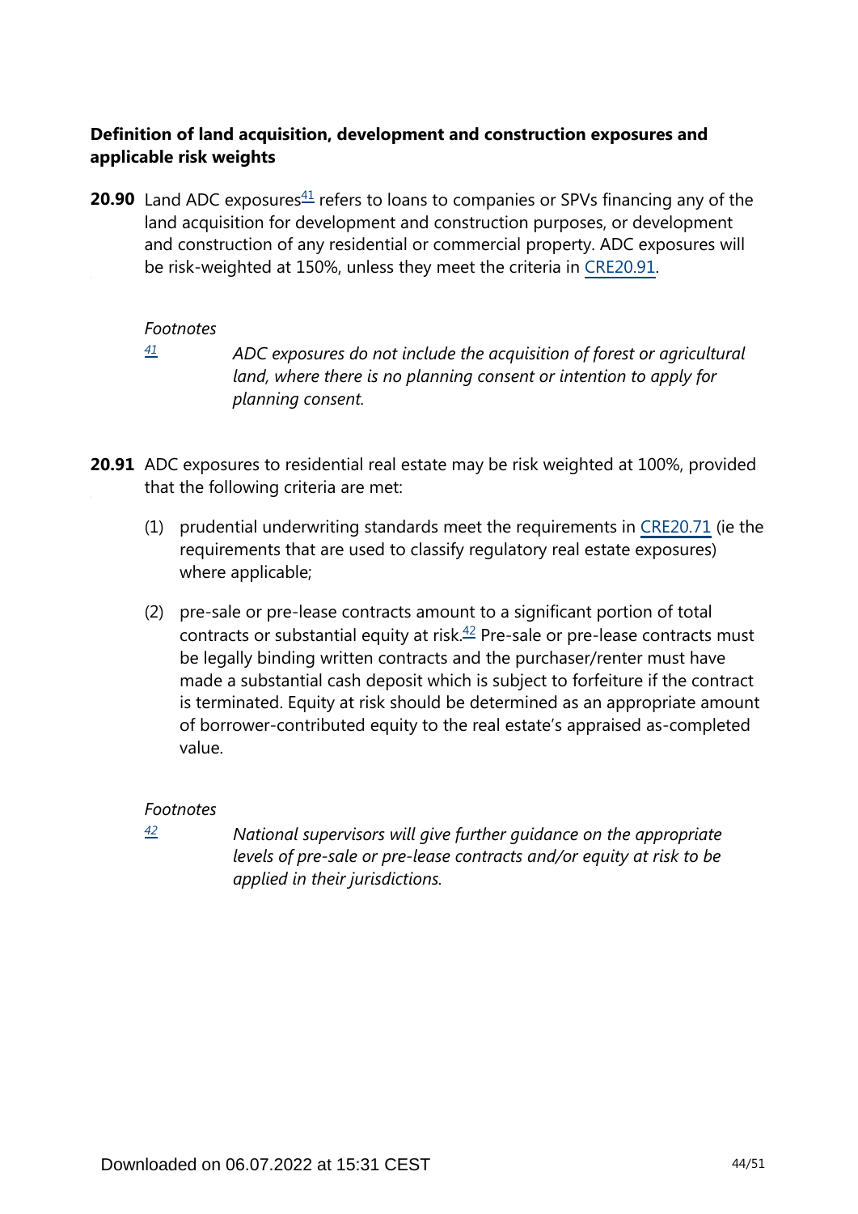### Definition of land acquisition, development and construction exposures and applicable risk weights

**20.90** Land ADC exposures[41] refers to loans to companies or SPVs financing any of the land acquisition for development and construction purposes, or development and construction of any residential or commercial property. ADC exposures will be risk-weighted at 150%, unless they meet the criteria in CRE20.91.

*Footnotes*

[41] *ADC exposures do not include the acquisition of forest or agricultural land, where there is no planning consent or intention to apply for planning consent.*

**20.91** ADC exposures to residential real estate may be risk weighted at 100%, provided that the following criteria are met:

(1) prudential underwriting standards meet the requirements in CRE20.71 (ie the requirements that are used to classify regulatory real estate exposures) where applicable;

(2) pre-sale or pre-lease contracts amount to a significant portion of total contracts or substantial equity at risk.[42] Pre-sale or pre-lease contracts must be legally binding written contracts and the purchaser/renter must have made a substantial cash deposit which is subject to forfeiture if the contract is terminated. Equity at risk should be determined as an appropriate amount of borrower-contributed equity to the real estate's appraised as-completed value.

*Footnotes*

[42] *National supervisors will give further guidance on the appropriate levels of pre-sale or pre-lease contracts and/or equity at risk to be applied in their jurisdictions.*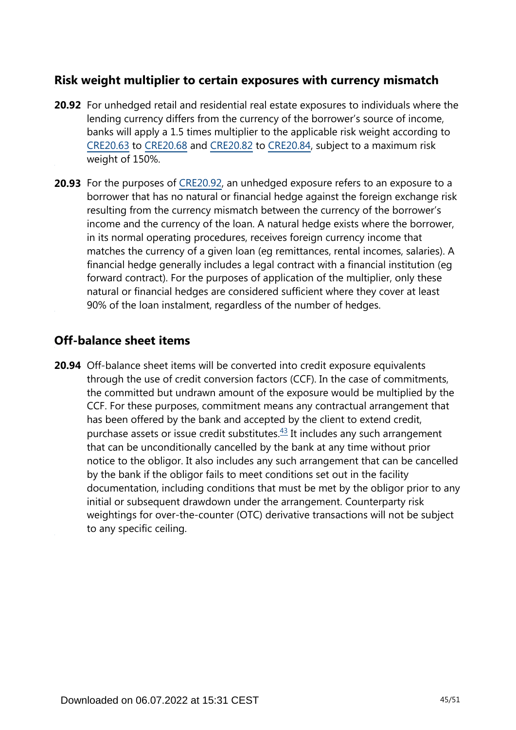## Risk weight multiplier to certain exposures with currency mismatch

**20.92** For unhedged retail and residential real estate exposures to individuals where the lending currency differs from the currency of the borrower's source of income, banks will apply a 1.5 times multiplier to the applicable risk weight according to CRE20.63 to CRE20.68 and CRE20.82 to CRE20.84, subject to a maximum risk weight of 150%.

**20.93** For the purposes of CRE20.92, an unhedged exposure refers to an exposure to a borrower that has no natural or financial hedge against the foreign exchange risk resulting from the currency mismatch between the currency of the borrower's income and the currency of the loan. A natural hedge exists where the borrower, in its normal operating procedures, receives foreign currency income that matches the currency of a given loan (eg remittances, rental incomes, salaries). A financial hedge generally includes a legal contract with a financial institution (eg forward contract). For the purposes of application of the multiplier, only these natural or financial hedges are considered sufficient where they cover at least 90% of the loan instalment, regardless of the number of hedges.

## Off-balance sheet items

**20.94** Off-balance sheet items will be converted into credit exposure equivalents through the use of credit conversion factors (CCF). In the case of commitments, the committed but undrawn amount of the exposure would be multiplied by the CCF. For these purposes, commitment means any contractual arrangement that has been offered by the bank and accepted by the client to extend credit, purchase assets or issue credit substitutes.[43] It includes any such arrangement that can be unconditionally cancelled by the bank at any time without prior notice to the obligor. It also includes any such arrangement that can be cancelled by the bank if the obligor fails to meet conditions set out in the facility documentation, including conditions that must be met by the obligor prior to any initial or subsequent drawdown under the arrangement. Counterparty risk weightings for over-the-counter (OTC) derivative transactions will not be subject to any specific ceiling.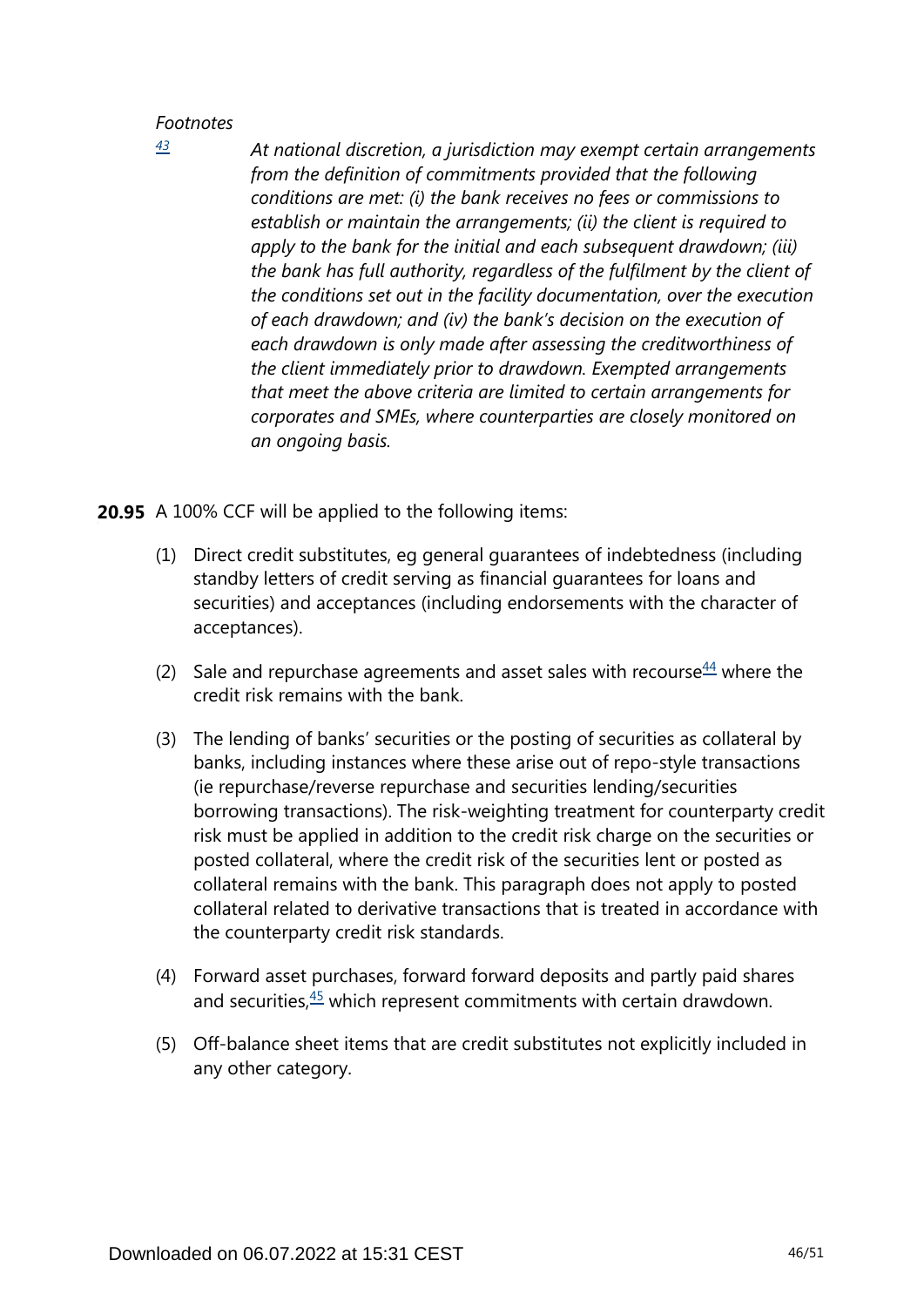*Footnotes*

[43] *At national discretion, a jurisdiction may exempt certain arrangements from the definition of commitments provided that the following conditions are met: (i) the bank receives no fees or commissions to establish or maintain the arrangements; (ii) the client is required to apply to the bank for the initial and each subsequent drawdown; (iii) the bank has full authority, regardless of the fulfilment by the client of the conditions set out in the facility documentation, over the execution of each drawdown; and (iv) the bank's decision on the execution of each drawdown is only made after assessing the creditworthiness of the client immediately prior to drawdown. Exempted arrangements that meet the above criteria are limited to certain arrangements for corporates and SMEs, where counterparties are closely monitored on an ongoing basis.*

**20.95** A 100% CCF will be applied to the following items:

(1) Direct credit substitutes, eg general guarantees of indebtedness (including standby letters of credit serving as financial guarantees for loans and securities) and acceptances (including endorsements with the character of acceptances).

(2) Sale and repurchase agreements and asset sales with recourse[44] where the credit risk remains with the bank.

(3) The lending of banks' securities or the posting of securities as collateral by banks, including instances where these arise out of repo-style transactions (ie repurchase/reverse repurchase and securities lending/securities borrowing transactions). The risk-weighting treatment for counterparty credit risk must be applied in addition to the credit risk charge on the securities or posted collateral, where the credit risk of the securities lent or posted as collateral remains with the bank. This paragraph does not apply to posted collateral related to derivative transactions that is treated in accordance with the counterparty credit risk standards.

(4) Forward asset purchases, forward forward deposits and partly paid shares and securities,[45] which represent commitments with certain drawdown.

(5) Off-balance sheet items that are credit substitutes not explicitly included in any other category.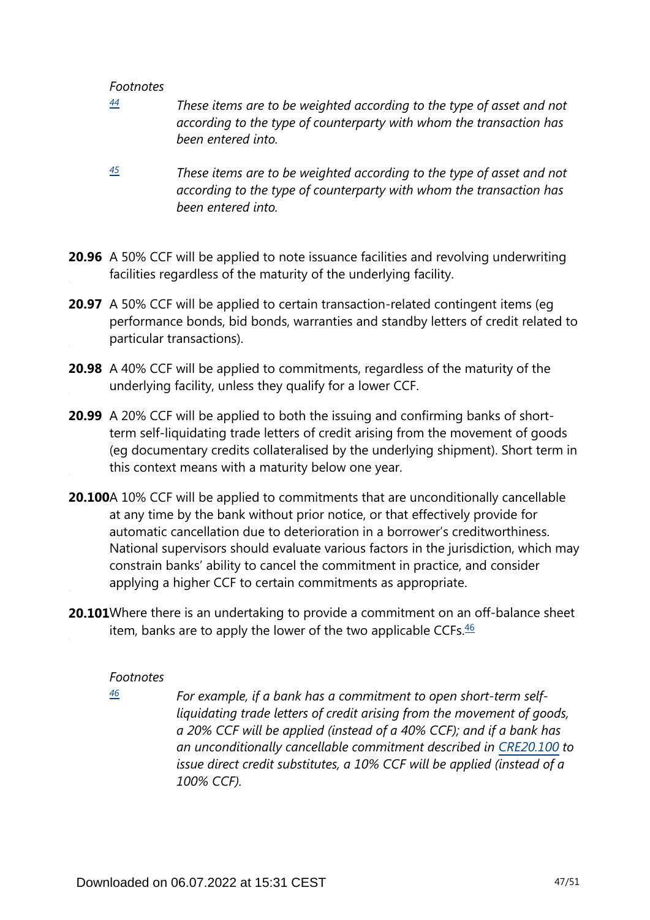*Footnotes*

[44] *These items are to be weighted according to the type of asset and not according to the type of counterparty with whom the transaction has been entered into.*

[45] *These items are to be weighted according to the type of asset and not according to the type of counterparty with whom the transaction has been entered into.*

**20.96** A 50% CCF will be applied to note issuance facilities and revolving underwriting facilities regardless of the maturity of the underlying facility.

**20.97** A 50% CCF will be applied to certain transaction-related contingent items (eg performance bonds, bid bonds, warranties and standby letters of credit related to particular transactions).

**20.98** A 40% CCF will be applied to commitments, regardless of the maturity of the underlying facility, unless they qualify for a lower CCF.

**20.99** A 20% CCF will be applied to both the issuing and confirming banks of short-term self-liquidating trade letters of credit arising from the movement of goods (eg documentary credits collateralised by the underlying shipment). Short term in this context means with a maturity below one year.

**20.100** A 10% CCF will be applied to commitments that are unconditionally cancellable at any time by the bank without prior notice, or that effectively provide for automatic cancellation due to deterioration in a borrower's creditworthiness. National supervisors should evaluate various factors in the jurisdiction, which may constrain banks' ability to cancel the commitment in practice, and consider applying a higher CCF to certain commitments as appropriate.

**20.101** Where there is an undertaking to provide a commitment on an off-balance sheet item, banks are to apply the lower of the two applicable CCFs.[46]

*Footnotes*

[46] *For example, if a bank has a commitment to open short-term self-liquidating trade letters of credit arising from the movement of goods, a 20% CCF will be applied (instead of a 40% CCF); and if a bank has an unconditionally cancellable commitment described in CRE20.100 to issue direct credit substitutes, a 10% CCF will be applied (instead of a 100% CCF).*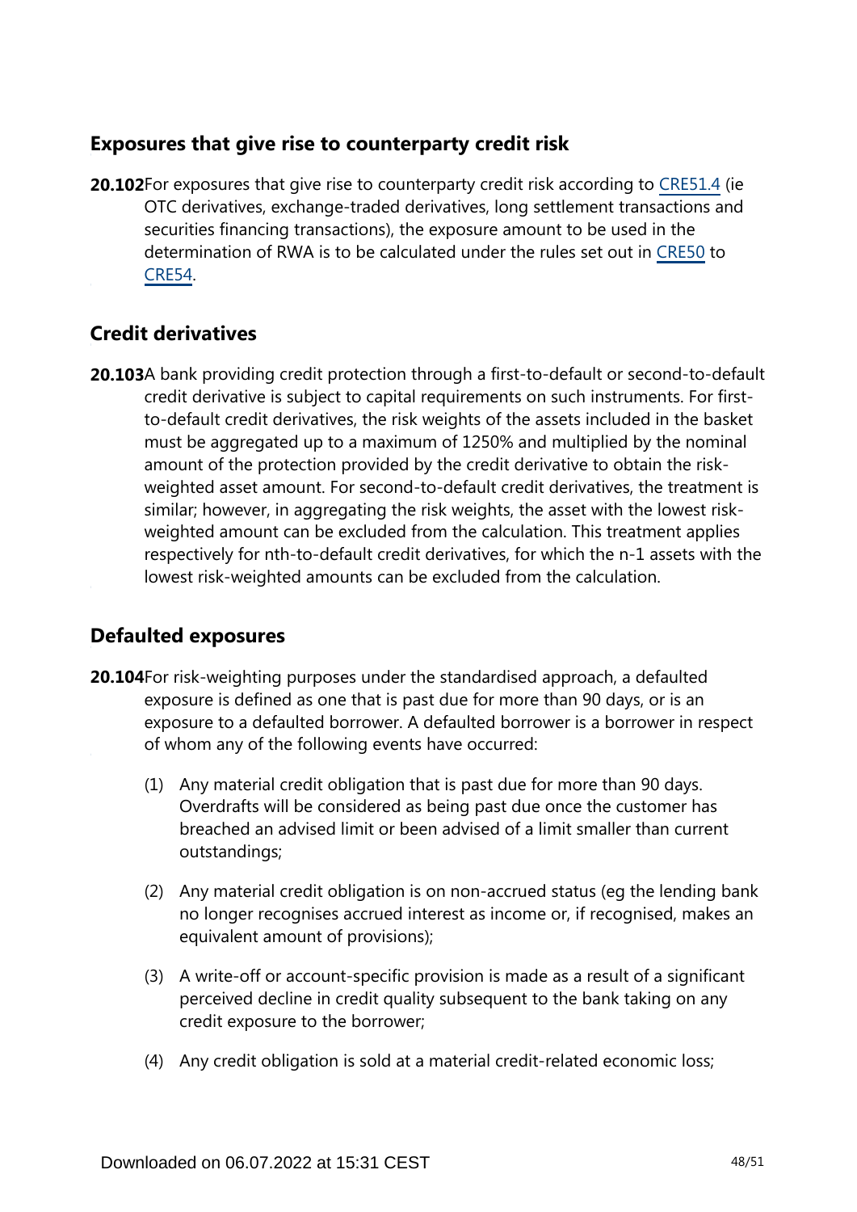## Exposures that give rise to counterparty credit risk

**20.102** For exposures that give rise to counterparty credit risk according to CRE51.4 (ie OTC derivatives, exchange-traded derivatives, long settlement transactions and securities financing transactions), the exposure amount to be used in the determination of RWA is to be calculated under the rules set out in CRE50 to CRE54.

## Credit derivatives

**20.103** A bank providing credit protection through a first-to-default or second-to-default credit derivative is subject to capital requirements on such instruments. For first-to-default credit derivatives, the risk weights of the assets included in the basket must be aggregated up to a maximum of 1250% and multiplied by the nominal amount of the protection provided by the credit derivative to obtain the risk-weighted asset amount. For second-to-default credit derivatives, the treatment is similar; however, in aggregating the risk weights, the asset with the lowest risk-weighted amount can be excluded from the calculation. This treatment applies respectively for nth-to-default credit derivatives, for which the n-1 assets with the lowest risk-weighted amounts can be excluded from the calculation.

## Defaulted exposures

**20.104** For risk-weighting purposes under the standardised approach, a defaulted exposure is defined as one that is past due for more than 90 days, or is an exposure to a defaulted borrower. A defaulted borrower is a borrower in respect of whom any of the following events have occurred:

(1) Any material credit obligation that is past due for more than 90 days. Overdrafts will be considered as being past due once the customer has breached an advised limit or been advised of a limit smaller than current outstandings;

(2) Any material credit obligation is on non-accrued status (eg the lending bank no longer recognises accrued interest as income or, if recognised, makes an equivalent amount of provisions);

(3) A write-off or account-specific provision is made as a result of a significant perceived decline in credit quality subsequent to the bank taking on any credit exposure to the borrower;

(4) Any credit obligation is sold at a material credit-related economic loss;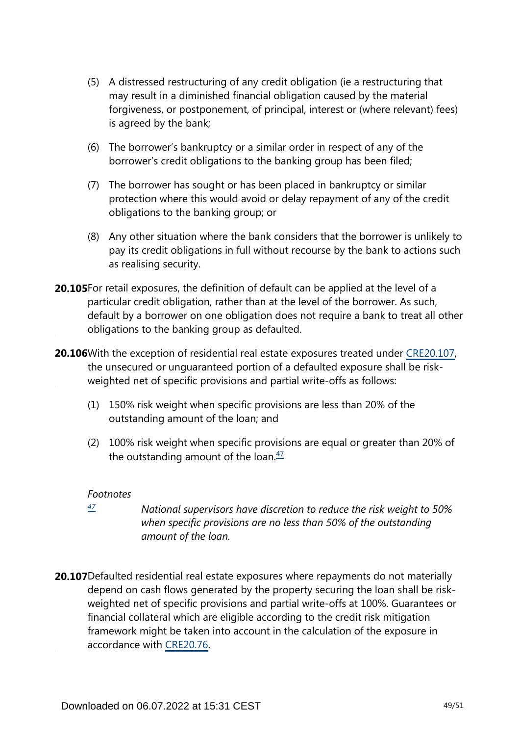(5) A distressed restructuring of any credit obligation (ie a restructuring that may result in a diminished financial obligation caused by the material forgiveness, or postponement, of principal, interest or (where relevant) fees) is agreed by the bank;

(6) The borrower's bankruptcy or a similar order in respect of any of the borrower's credit obligations to the banking group has been filed;

(7) The borrower has sought or has been placed in bankruptcy or similar protection where this would avoid or delay repayment of any of the credit obligations to the banking group; or

(8) Any other situation where the bank considers that the borrower is unlikely to pay its credit obligations in full without recourse by the bank to actions such as realising security.

**20.105** For retail exposures, the definition of default can be applied at the level of a particular credit obligation, rather than at the level of the borrower. As such, default by a borrower on one obligation does not require a bank to treat all other obligations to the banking group as defaulted.

**20.106** With the exception of residential real estate exposures treated under CRE20.107, the unsecured or unguaranteed portion of a defaulted exposure shall be risk-weighted net of specific provisions and partial write-offs as follows:

(1) 150% risk weight when specific provisions are less than 20% of the outstanding amount of the loan; and

(2) 100% risk weight when specific provisions are equal or greater than 20% of the outstanding amount of the loan.[47]

*Footnotes*

[47] *National supervisors have discretion to reduce the risk weight to 50% when specific provisions are no less than 50% of the outstanding amount of the loan.*

**20.107** Defaulted residential real estate exposures where repayments do not materially depend on cash flows generated by the property securing the loan shall be risk-weighted net of specific provisions and partial write-offs at 100%. Guarantees or financial collateral which are eligible according to the credit risk mitigation framework might be taken into account in the calculation of the exposure in accordance with CRE20.76.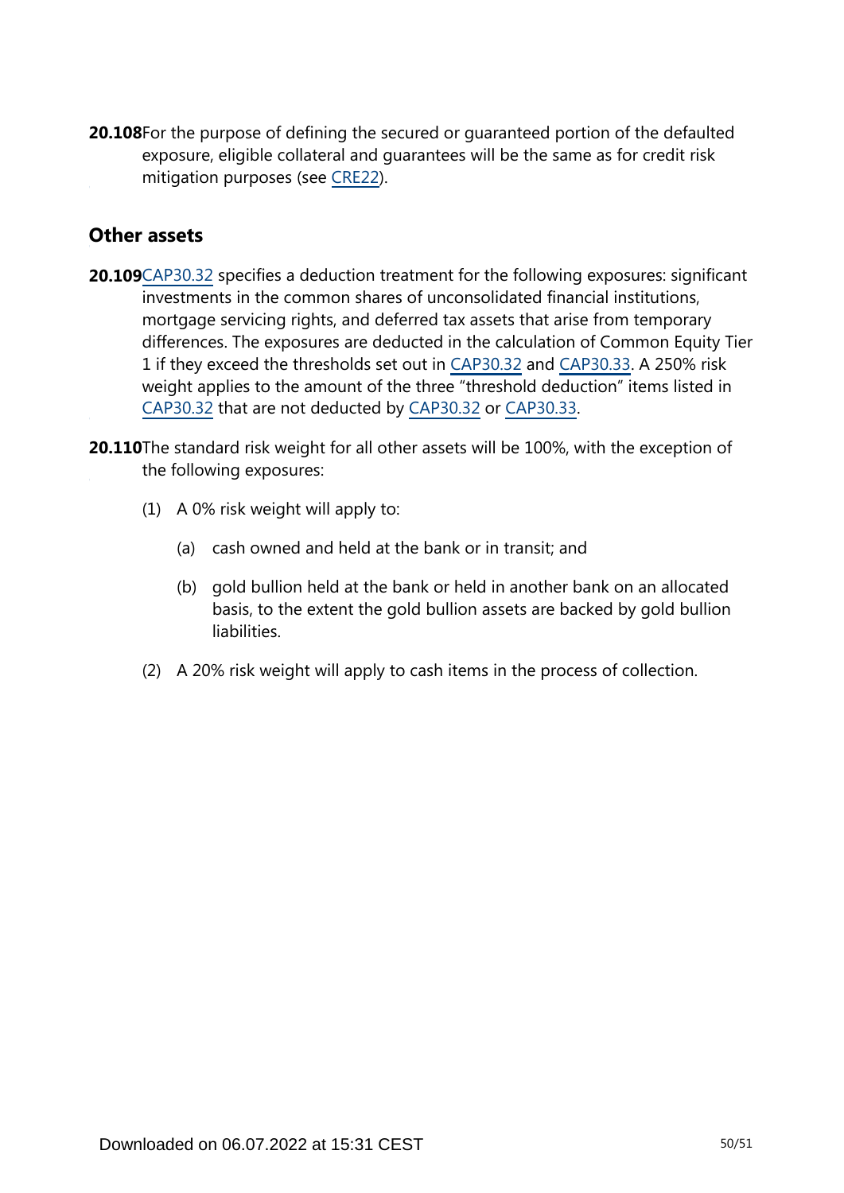**20.108** For the purpose of defining the secured or guaranteed portion of the defaulted exposure, eligible collateral and guarantees will be the same as for credit risk mitigation purposes (see CRE22).

## Other assets

**20.109** CAP30.32 specifies a deduction treatment for the following exposures: significant investments in the common shares of unconsolidated financial institutions, mortgage servicing rights, and deferred tax assets that arise from temporary differences. The exposures are deducted in the calculation of Common Equity Tier 1 if they exceed the thresholds set out in CAP30.32 and CAP30.33. A 250% risk weight applies to the amount of the three "threshold deduction" items listed in CAP30.32 that are not deducted by CAP30.32 or CAP30.33.

**20.110** The standard risk weight for all other assets will be 100%, with the exception of the following exposures:

(1) A 0% risk weight will apply to:

  (a) cash owned and held at the bank or in transit; and

  (b) gold bullion held at the bank or held in another bank on an allocated basis, to the extent the gold bullion assets are backed by gold bullion liabilities.

(2) A 20% risk weight will apply to cash items in the process of collection.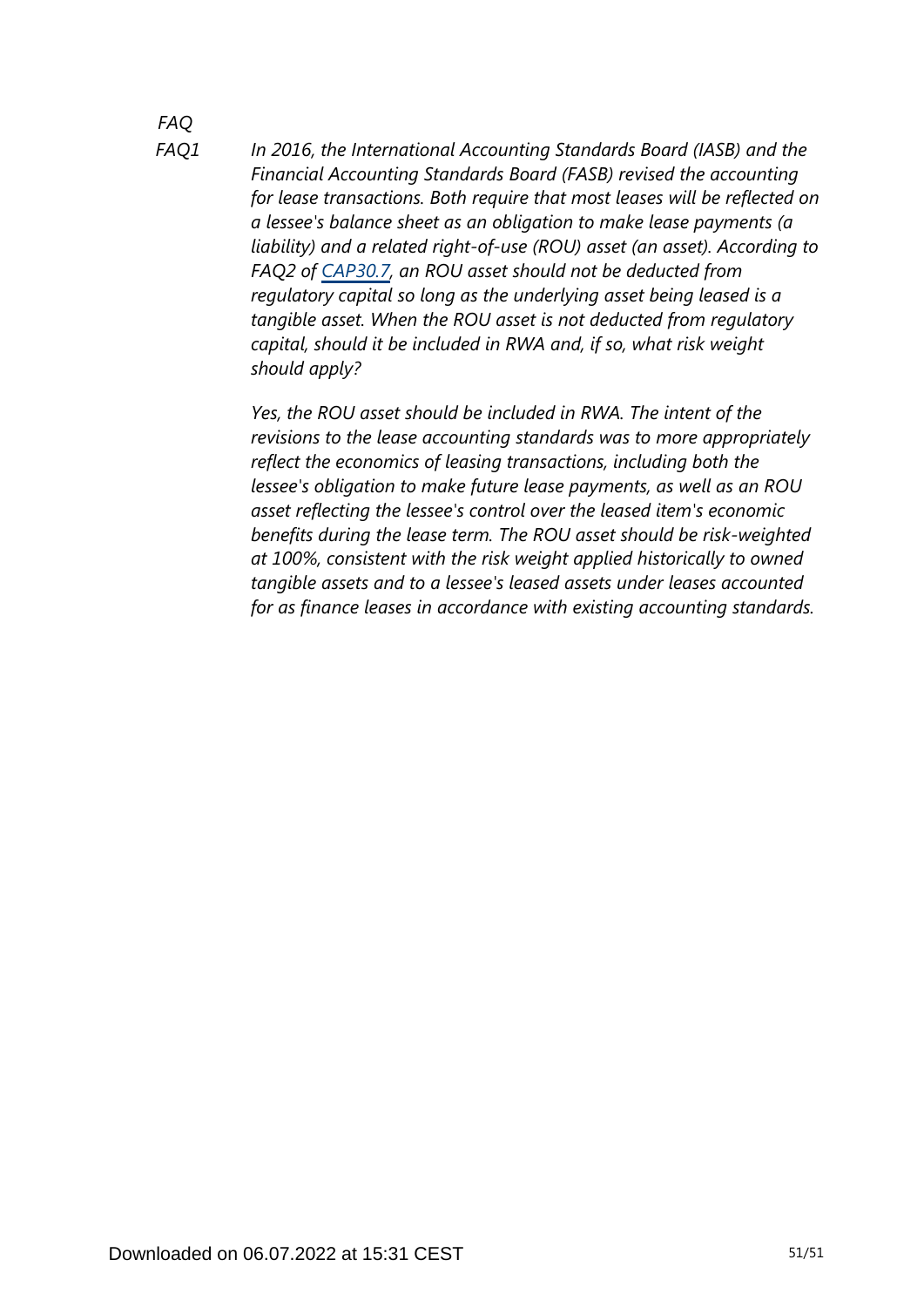*FAQ*

*FAQ1* *In 2016, the International Accounting Standards Board (IASB) and the Financial Accounting Standards Board (FASB) revised the accounting for lease transactions. Both require that most leases will be reflected on a lessee's balance sheet as an obligation to make lease payments (a liability) and a related right-of-use (ROU) asset (an asset). According to FAQ2 of CAP30.7, an ROU asset should not be deducted from regulatory capital so long as the underlying asset being leased is a tangible asset. When the ROU asset is not deducted from regulatory capital, should it be included in RWA and, if so, what risk weight should apply?*

*Yes, the ROU asset should be included in RWA. The intent of the revisions to the lease accounting standards was to more appropriately reflect the economics of leasing transactions, including both the lessee's obligation to make future lease payments, as well as an ROU asset reflecting the lessee's control over the leased item's economic benefits during the lease term. The ROU asset should be risk-weighted at 100%, consistent with the risk weight applied historically to owned tangible assets and to a lessee's leased assets under leases accounted for as finance leases in accordance with existing accounting standards.*